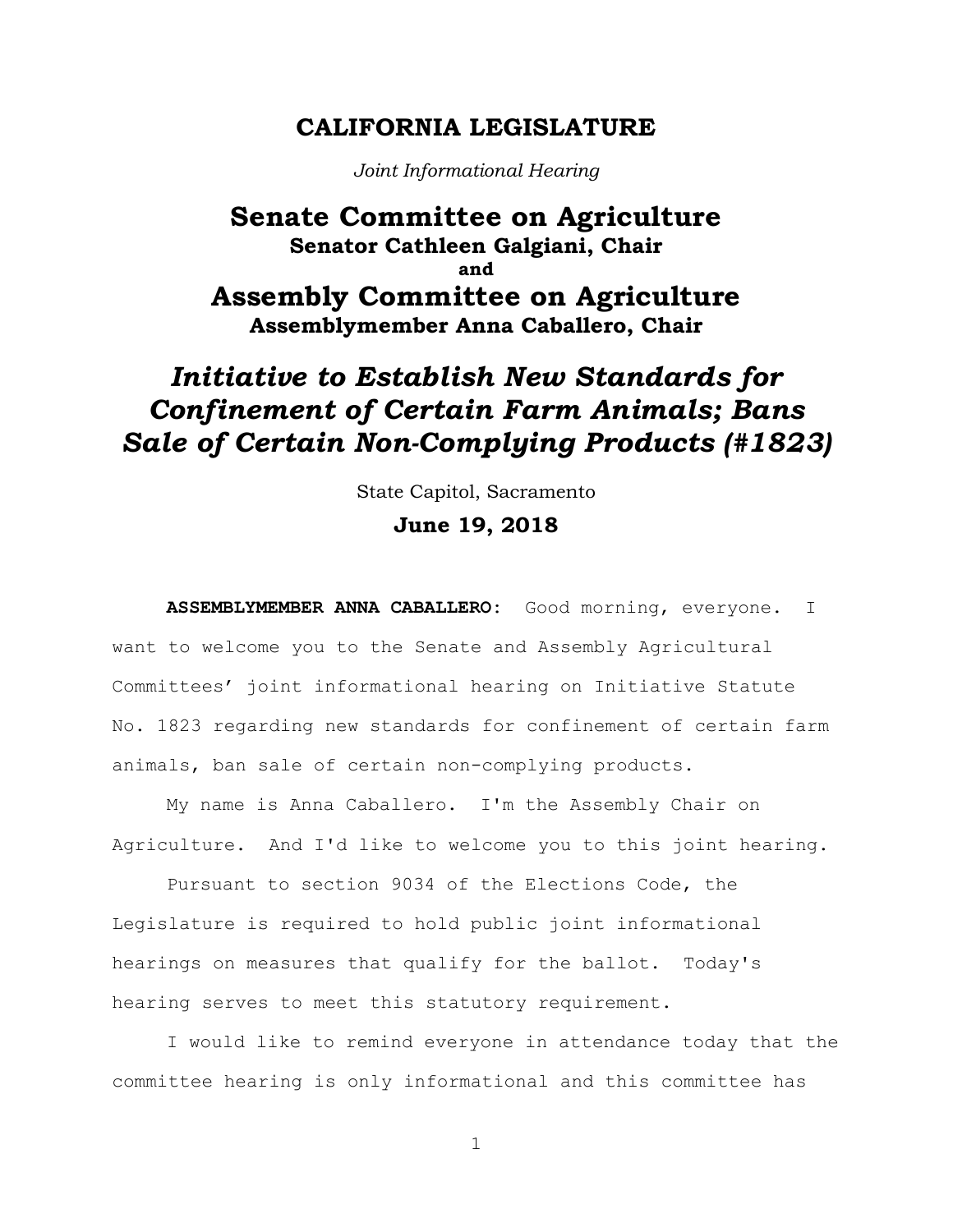# CALIFORNIA LEGISLATURE

*Joint Informational Hearing*

## Senate Committee on Agriculture

**Senator Cathleen Galgiani, Chair**

**and**

## Assembly Committee on Agriculture

**Assemblymember Anna Caballero, Chair**

## *Initiative to Establish New Standards for Confinement of Certain Farm Animals; Bans Sale of Certain Non-Complying Products (#1823)*

State Capitol, Sacramento

**June 19, 2018**

**ASSEMBLYMEMBER ANNA CABALLERO:** Good morning, everyone. I want to welcome you to the Senate and Assembly Agricultural Committees' joint informational hearing on Initiative Statute No. 1823 regarding new standards for confinement of certain farm animals, ban sale of certain non-complying products.

My name is Anna Caballero. I'm the Assembly Chair on Agriculture. And I'd like to welcome you to this joint hearing.

Pursuant to section 9034 of the Elections Code, the Legislature is required to hold public joint informational hearings on measures that qualify for the ballot. Today's hearing serves to meet this statutory requirement.

I would like to remind everyone in attendance today that the committee hearing is only informational and this committee has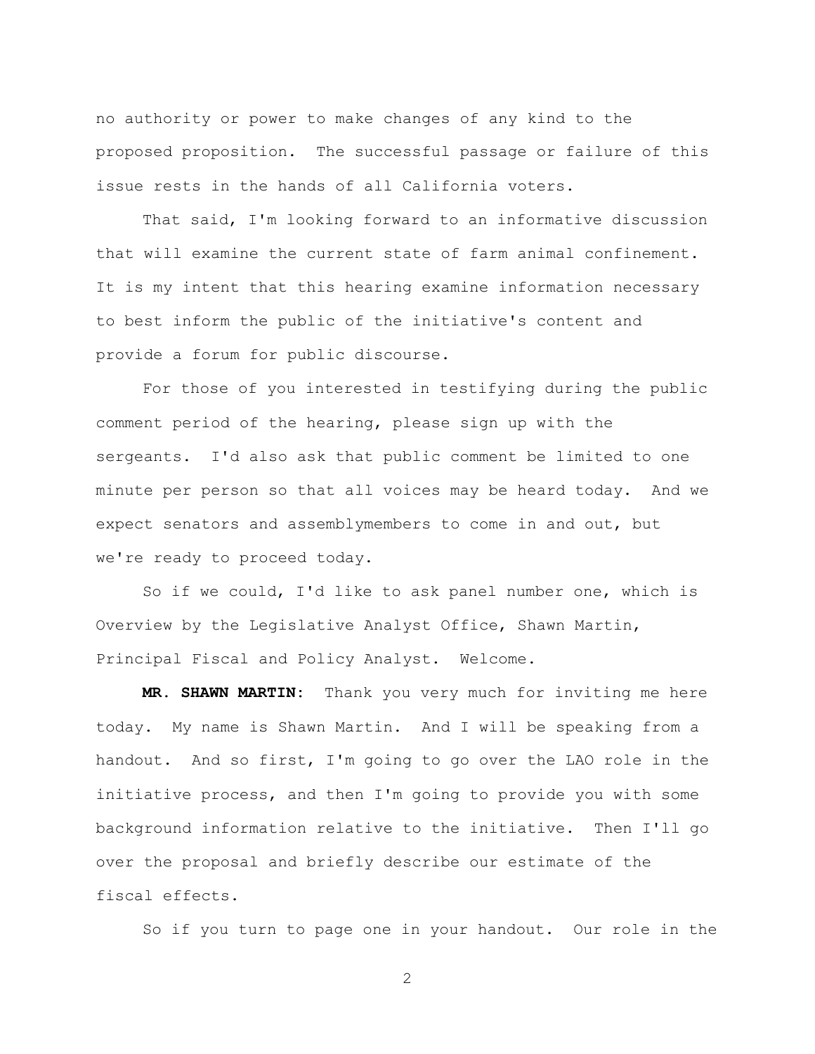no authority or power to make changes of any kind to the proposed proposition. The successful passage or failure of this issue rests in the hands of all California voters.

That said, I'm looking forward to an informative discussion that will examine the current state of farm animal confinement. It is my intent that this hearing examine information necessary to best inform the public of the initiative's content and provide a forum for public discourse.

For those of you interested in testifying during the public comment period of the hearing, please sign up with the sergeants. I'd also ask that public comment be limited to one minute per person so that all voices may be heard today. And we expect senators and assemblymembers to come in and out, but we're ready to proceed today.

So if we could, I'd like to ask panel number one, which is Overview by the Legislative Analyst Office, Shawn Martin, Principal Fiscal and Policy Analyst. Welcome.

**MR. SHAWN MARTIN:** Thank you very much for inviting me here today. My name is Shawn Martin. And I will be speaking from a handout. And so first, I'm going to go over the LAO role in the initiative process, and then I'm going to provide you with some background information relative to the initiative. Then I'll go over the proposal and briefly describe our estimate of the fiscal effects.

So if you turn to page one in your handout. Our role in the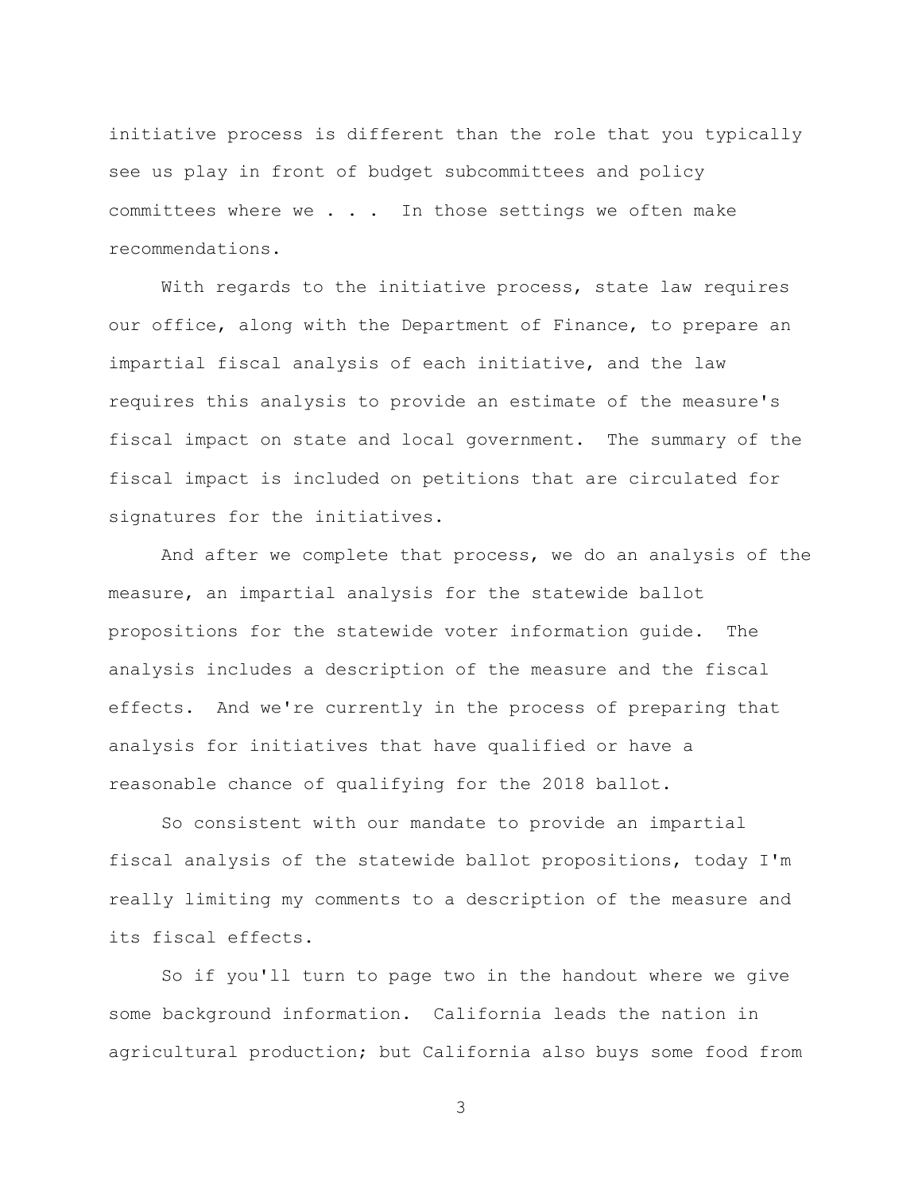initiative process is different than the role that you typically see us play in front of budget subcommittees and policy committees where we . . . In those settings we often make recommendations.

With regards to the initiative process, state law requires our office, along with the Department of Finance, to prepare an impartial fiscal analysis of each initiative, and the law requires this analysis to provide an estimate of the measure's fiscal impact on state and local government. The summary of the fiscal impact is included on petitions that are circulated for signatures for the initiatives.

And after we complete that process, we do an analysis of the measure, an impartial analysis for the statewide ballot propositions for the statewide voter information guide. The analysis includes a description of the measure and the fiscal effects. And we're currently in the process of preparing that analysis for initiatives that have qualified or have a reasonable chance of qualifying for the 2018 ballot.

So consistent with our mandate to provide an impartial fiscal analysis of the statewide ballot propositions, today I'm really limiting my comments to a description of the measure and its fiscal effects.

So if you'll turn to page two in the handout where we give some background information. California leads the nation in agricultural production; but California also buys some food from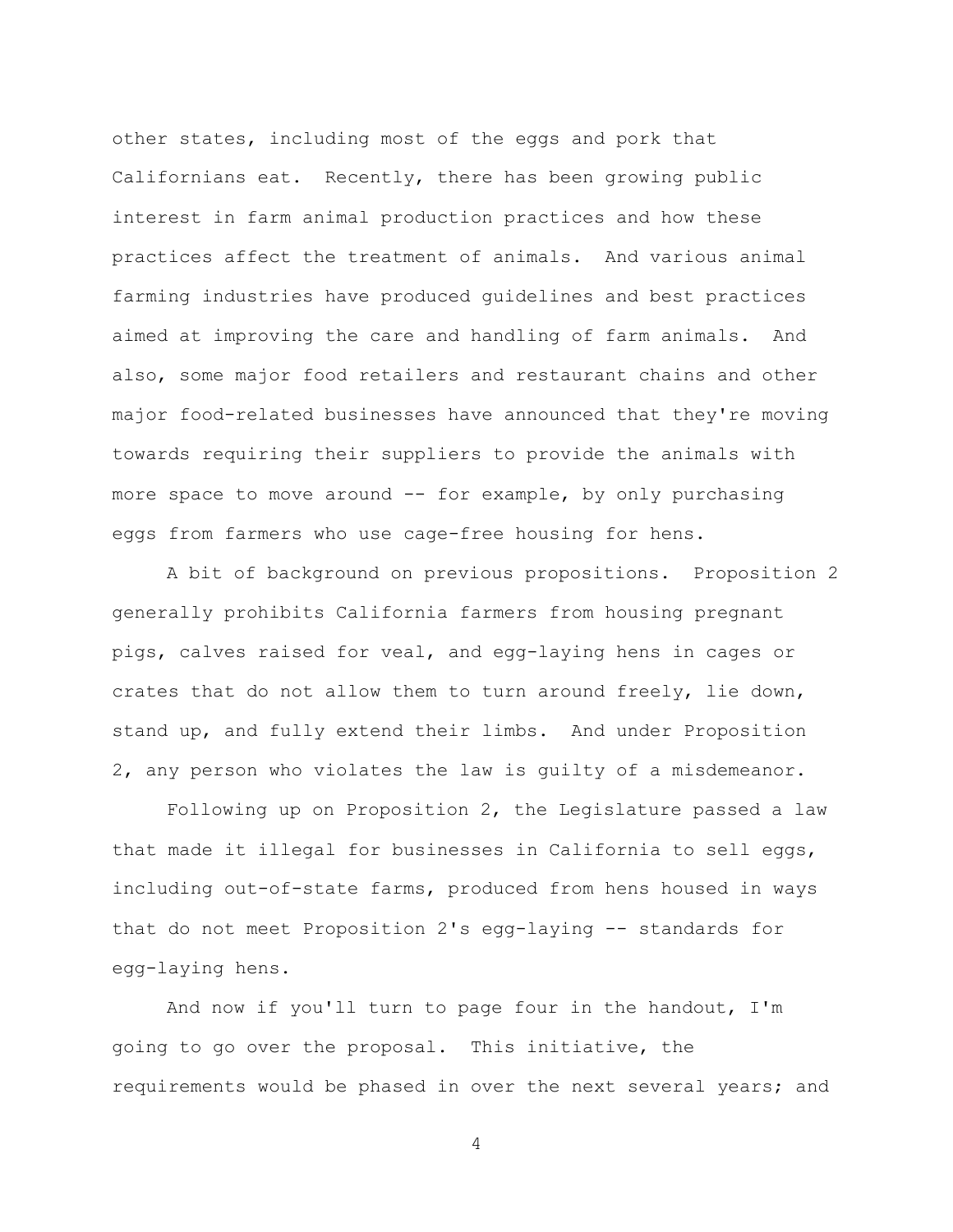other states, including most of the eggs and pork that Californians eat. Recently, there has been growing public interest in farm animal production practices and how these practices affect the treatment of animals. And various animal farming industries have produced guidelines and best practices aimed at improving the care and handling of farm animals. And also, some major food retailers and restaurant chains and other major food-related businesses have announced that they're moving towards requiring their suppliers to provide the animals with more space to move around -- for example, by only purchasing eggs from farmers who use cage-free housing for hens.

A bit of background on previous propositions. Proposition 2 generally prohibits California farmers from housing pregnant pigs, calves raised for veal, and egg-laying hens in cages or crates that do not allow them to turn around freely, lie down, stand up, and fully extend their limbs. And under Proposition 2, any person who violates the law is guilty of a misdemeanor.

Following up on Proposition 2, the Legislature passed a law that made it illegal for businesses in California to sell eggs, including out-of-state farms, produced from hens housed in ways that do not meet Proposition 2's egg-laying -- standards for egg-laying hens.

And now if you'll turn to page four in the handout, I'm going to go over the proposal. This initiative, the requirements would be phased in over the next several years; and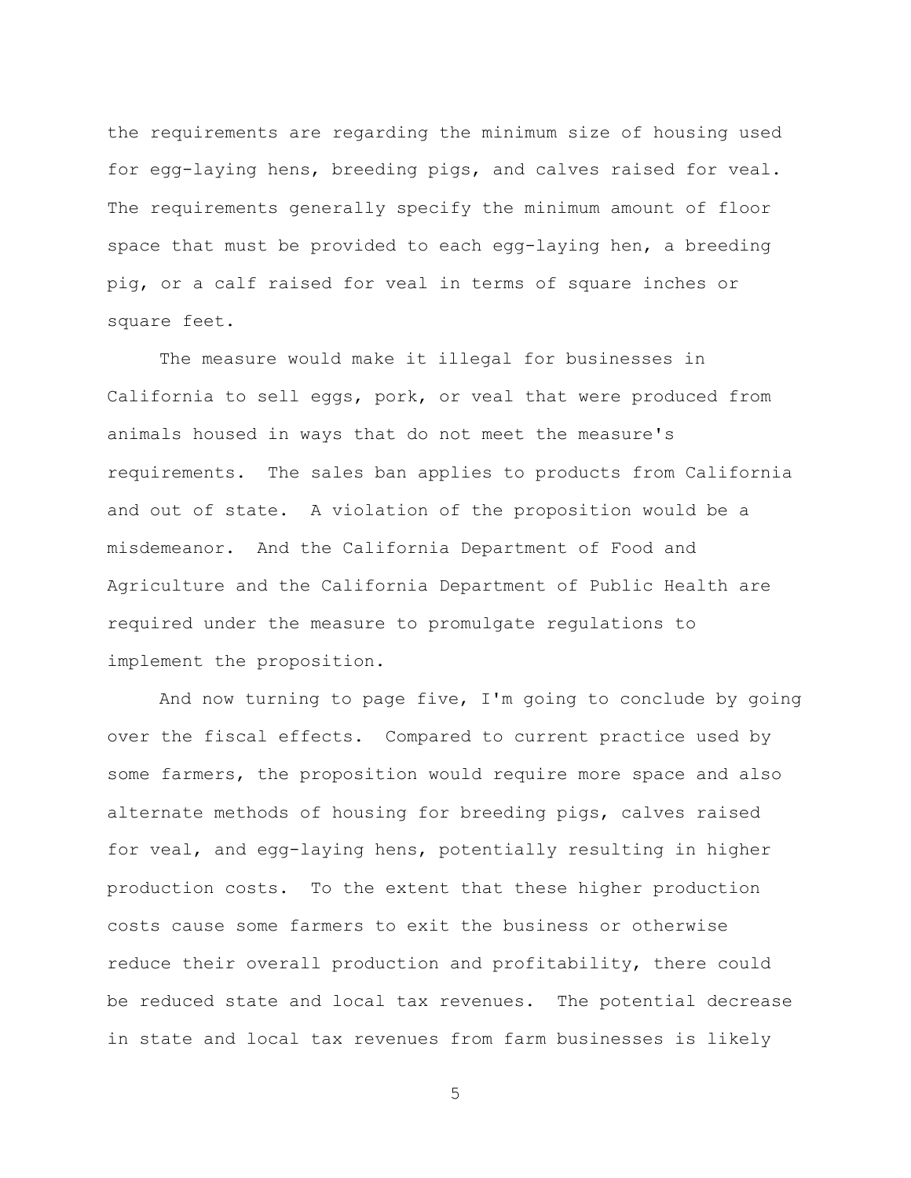the requirements are regarding the minimum size of housing used for egg-laying hens, breeding pigs, and calves raised for veal. The requirements generally specify the minimum amount of floor space that must be provided to each egg-laying hen, a breeding pig, or a calf raised for veal in terms of square inches or square feet.

The measure would make it illegal for businesses in California to sell eggs, pork, or veal that were produced from animals housed in ways that do not meet the measure's requirements. The sales ban applies to products from California and out of state. A violation of the proposition would be a misdemeanor. And the California Department of Food and Agriculture and the California Department of Public Health are required under the measure to promulgate regulations to implement the proposition.

And now turning to page five, I'm going to conclude by going over the fiscal effects. Compared to current practice used by some farmers, the proposition would require more space and also alternate methods of housing for breeding pigs, calves raised for veal, and egg-laying hens, potentially resulting in higher production costs. To the extent that these higher production costs cause some farmers to exit the business or otherwise reduce their overall production and profitability, there could be reduced state and local tax revenues. The potential decrease in state and local tax revenues from farm businesses is likely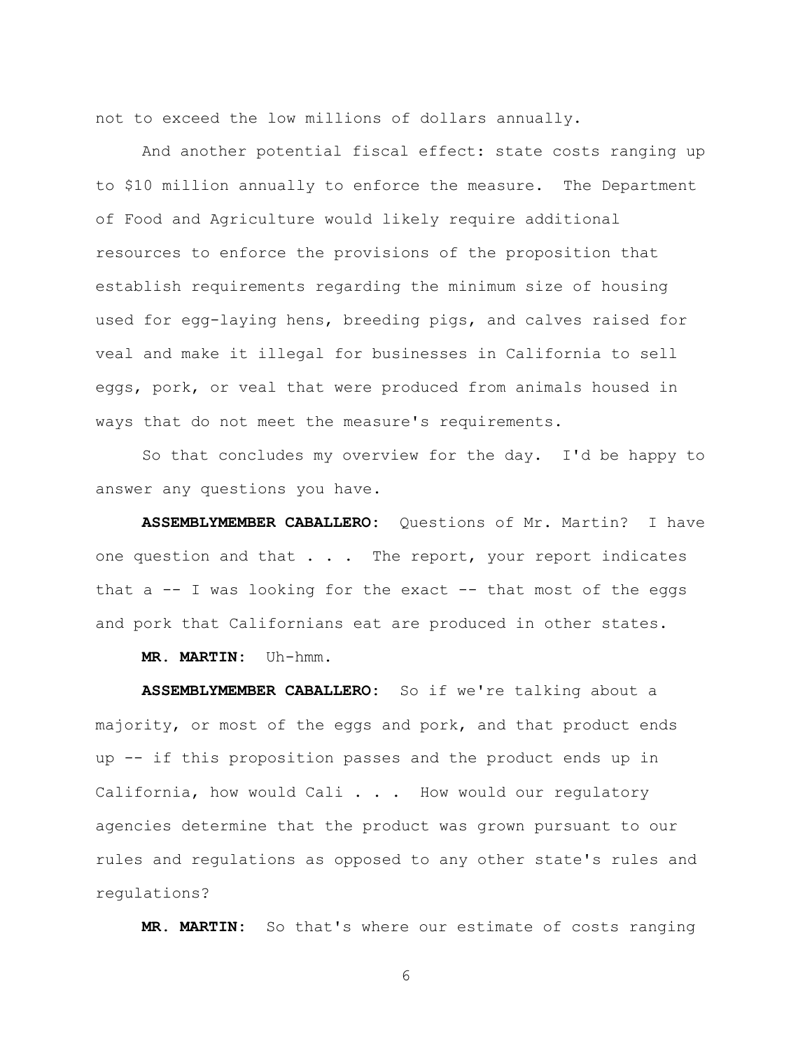not to exceed the low millions of dollars annually.

And another potential fiscal effect: state costs ranging up to $10 million annually to enforce the measure. The Department of Food and Agriculture would likely require additional resources to enforce the provisions of the proposition that establish requirements regarding the minimum size of housing used for egg-laying hens, breeding pigs, and calves raised for veal and make it illegal for businesses in California to sell eggs, pork, or veal that were produced from animals housed in ways that do not meet the measure's requirements.

So that concludes my overview for the day. I'd be happy to answer any questions you have.

**ASSEMBLYMEMBER CABALLERO:** Questions of Mr. Martin? I have one question and that . . . The report, your report indicates that a -- I was looking for the exact -- that most of the eggs and pork that Californians eat are produced in other states.

**MR. MARTIN:** Uh-hmm.

**ASSEMBLYMEMBER CABALLERO:** So if we're talking about a majority, or most of the eggs and pork, and that product ends up -- if this proposition passes and the product ends up in California, how would Cali . . . How would our regulatory agencies determine that the product was grown pursuant to our rules and regulations as opposed to any other state's rules and regulations?

**MR. MARTIN:** So that's where our estimate of costs ranging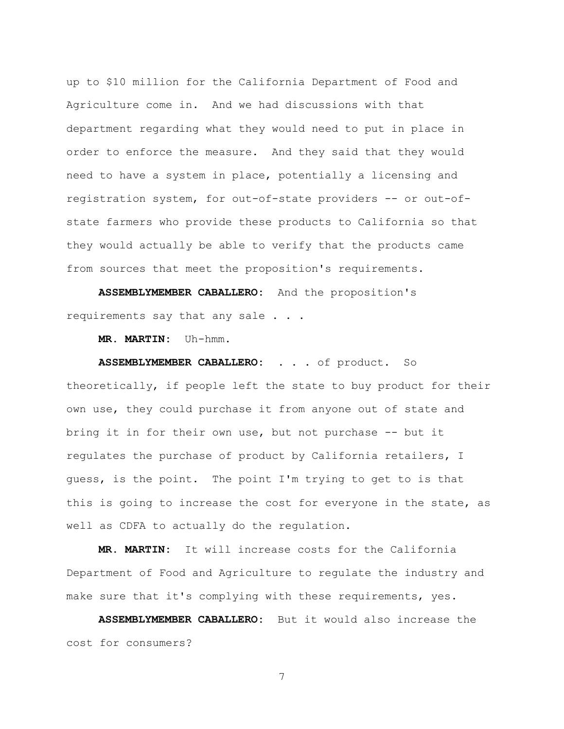up to $10 million for the California Department of Food and Agriculture come in. And we had discussions with that department regarding what they would need to put in place in order to enforce the measure. And they said that they would need to have a system in place, potentially a licensing and registration system, for out-of-state providers -- or out-of-state farmers who provide these products to California so that they would actually be able to verify that the products came from sources that meet the proposition's requirements.

**ASSEMBLYMEMBER CABALLERO:** And the proposition's requirements say that any sale . . .

**MR. MARTIN:** Uh-hmm.

**ASSEMBLYMEMBER CABALLERO:** . . . of product. So theoretically, if people left the state to buy product for their own use, they could purchase it from anyone out of state and bring it in for their own use, but not purchase -- but it regulates the purchase of product by California retailers, I guess, is the point. The point I'm trying to get to is that this is going to increase the cost for everyone in the state, as well as CDFA to actually do the regulation.

**MR. MARTIN:** It will increase costs for the California Department of Food and Agriculture to regulate the industry and make sure that it's complying with these requirements, yes.

**ASSEMBLYMEMBER CABALLERO:** But it would also increase the cost for consumers?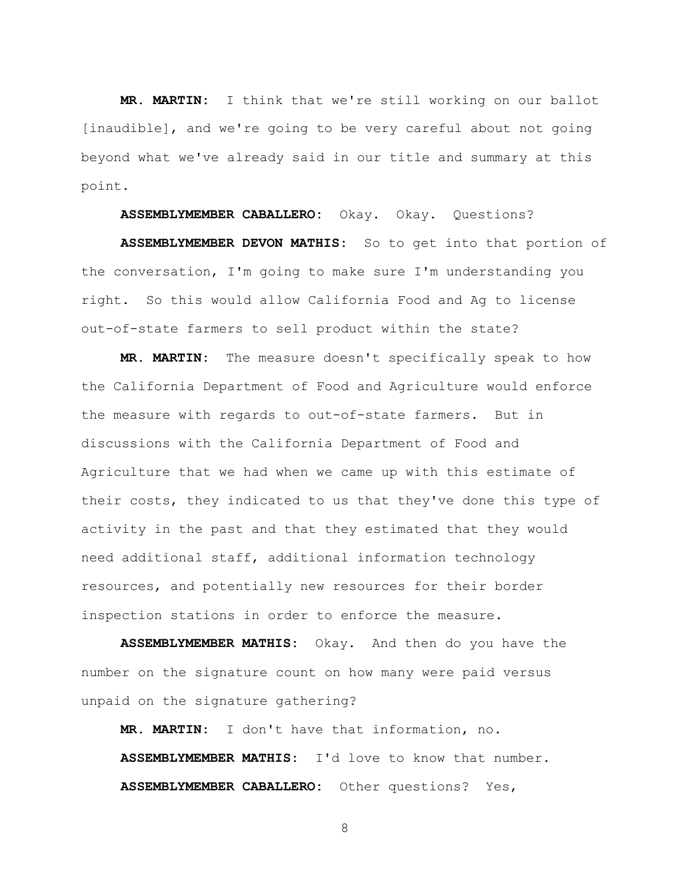**MR. MARTIN:** I think that we're still working on our ballot [inaudible], and we're going to be very careful about not going beyond what we've already said in our title and summary at this point.

**ASSEMBLYMEMBER CABALLERO:** Okay. Okay. Questions?

**ASSEMBLYMEMBER DEVON MATHIS:** So to get into that portion of the conversation, I'm going to make sure I'm understanding you right. So this would allow California Food and Ag to license out-of-state farmers to sell product within the state?

**MR. MARTIN:** The measure doesn't specifically speak to how the California Department of Food and Agriculture would enforce the measure with regards to out-of-state farmers. But in discussions with the California Department of Food and Agriculture that we had when we came up with this estimate of their costs, they indicated to us that they've done this type of activity in the past and that they estimated that they would need additional staff, additional information technology resources, and potentially new resources for their border inspection stations in order to enforce the measure.

**ASSEMBLYMEMBER MATHIS:** Okay. And then do you have the number on the signature count on how many were paid versus unpaid on the signature gathering?

**MR. MARTIN:** I don't have that information, no.

**ASSEMBLYMEMBER MATHIS:** I'd love to know that number.

**ASSEMBLYMEMBER CABALLERO:** Other questions? Yes,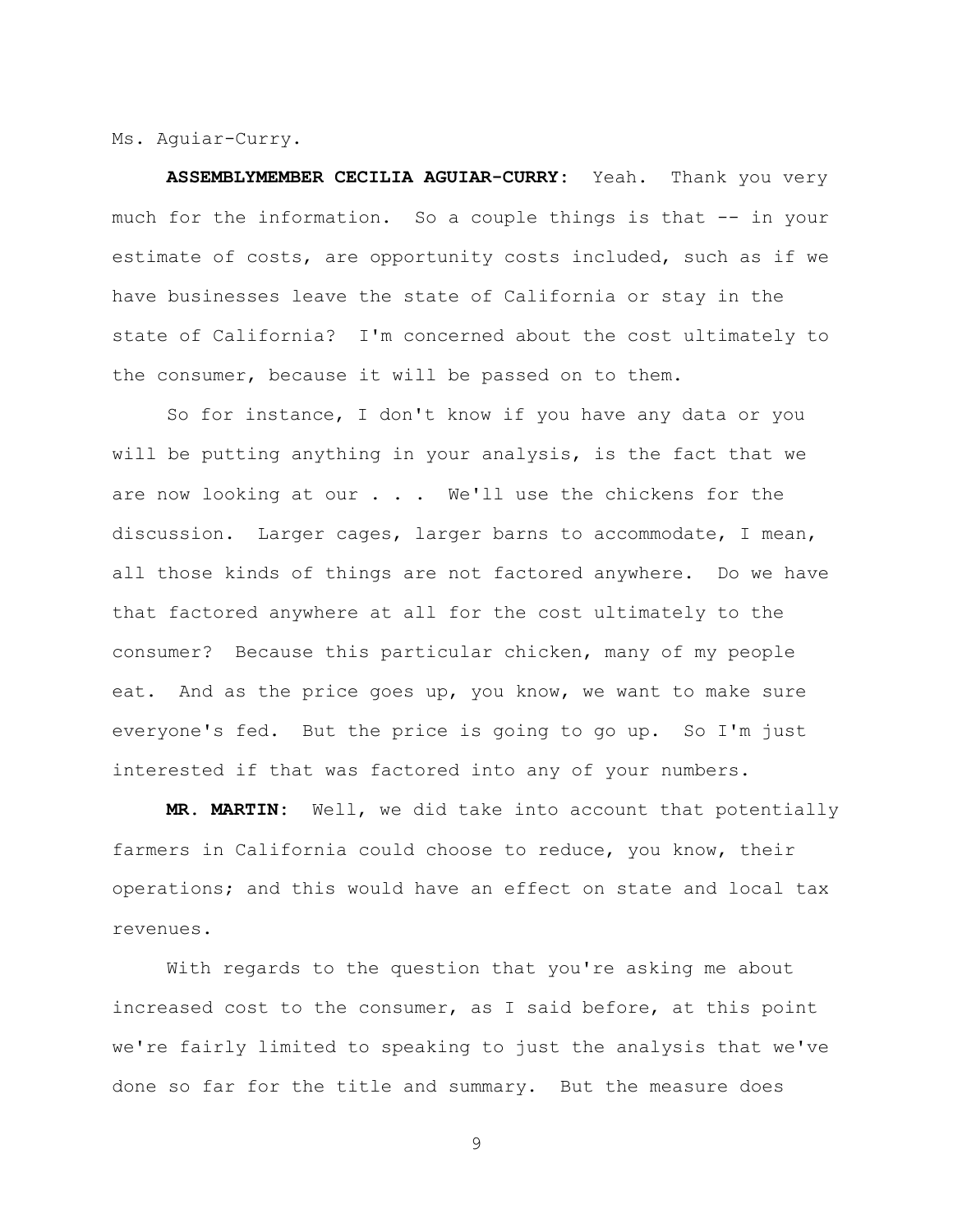Ms. Aguiar-Curry.

**ASSEMBLYMEMBER CECILIA AGUIAR-CURRY:** Yeah. Thank you very much for the information. So a couple things is that -- in your estimate of costs, are opportunity costs included, such as if we have businesses leave the state of California or stay in the state of California? I'm concerned about the cost ultimately to the consumer, because it will be passed on to them.

So for instance, I don't know if you have any data or you will be putting anything in your analysis, is the fact that we are now looking at our . . . We'll use the chickens for the discussion. Larger cages, larger barns to accommodate, I mean, all those kinds of things are not factored anywhere. Do we have that factored anywhere at all for the cost ultimately to the consumer? Because this particular chicken, many of my people eat. And as the price goes up, you know, we want to make sure everyone's fed. But the price is going to go up. So I'm just interested if that was factored into any of your numbers.

**MR. MARTIN:** Well, we did take into account that potentially farmers in California could choose to reduce, you know, their operations; and this would have an effect on state and local tax revenues.

With regards to the question that you're asking me about increased cost to the consumer, as I said before, at this point we're fairly limited to speaking to just the analysis that we've done so far for the title and summary. But the measure does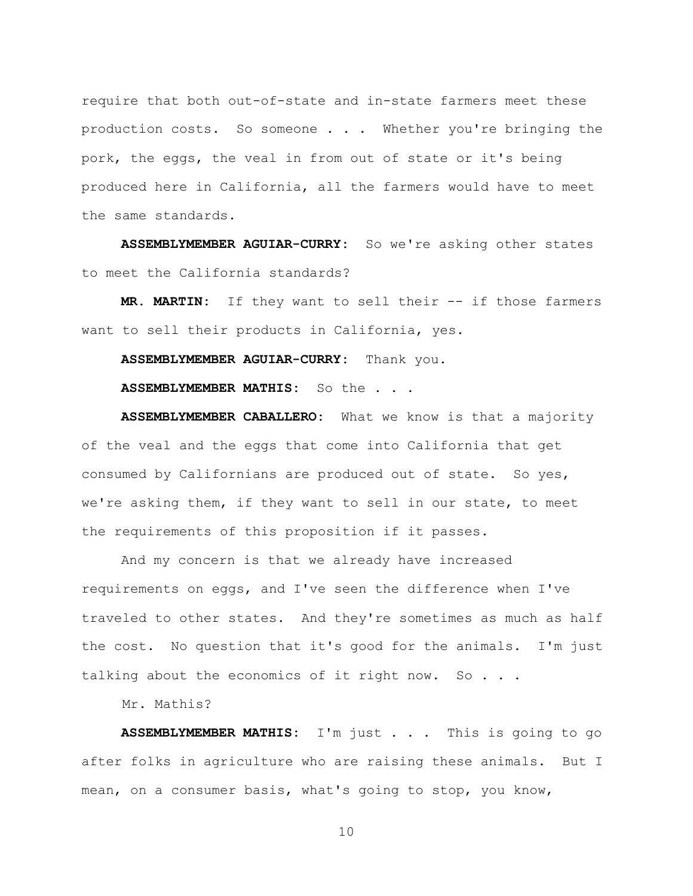require that both out-of-state and in-state farmers meet these production costs. So someone . . . Whether you're bringing the pork, the eggs, the veal in from out of state or it's being produced here in California, all the farmers would have to meet the same standards.

**ASSEMBLYMEMBER AGUIAR-CURRY:** So we're asking other states to meet the California standards?

**MR. MARTIN:** If they want to sell their -- if those farmers want to sell their products in California, yes.

**ASSEMBLYMEMBER AGUIAR-CURRY:** Thank you.

**ASSEMBLYMEMBER MATHIS:** So the . . .

**ASSEMBLYMEMBER CABALLERO:** What we know is that a majority of the veal and the eggs that come into California that get consumed by Californians are produced out of state. So yes, we're asking them, if they want to sell in our state, to meet the requirements of this proposition if it passes.

And my concern is that we already have increased requirements on eggs, and I've seen the difference when I've traveled to other states. And they're sometimes as much as half the cost. No question that it's good for the animals. I'm just talking about the economics of it right now. So . . .

Mr. Mathis?

**ASSEMBLYMEMBER MATHIS:** I'm just . . . This is going to go after folks in agriculture who are raising these animals. But I mean, on a consumer basis, what's going to stop, you know,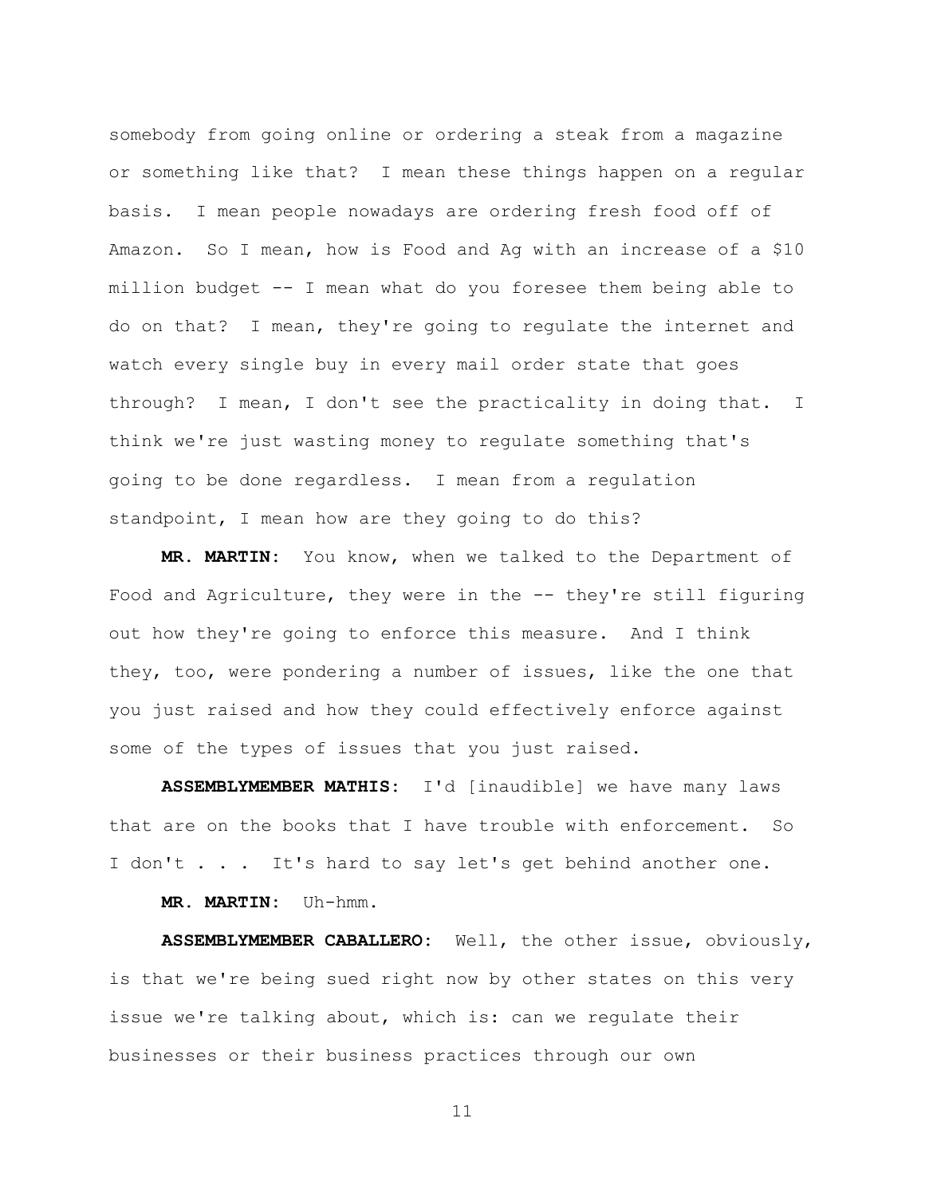somebody from going online or ordering a steak from a magazine or something like that? I mean these things happen on a regular basis. I mean people nowadays are ordering fresh food off of Amazon. So I mean, how is Food and Ag with an increase of a $10 million budget -- I mean what do you foresee them being able to do on that? I mean, they're going to regulate the internet and watch every single buy in every mail order state that goes through? I mean, I don't see the practicality in doing that. I think we're just wasting money to regulate something that's going to be done regardless. I mean from a regulation standpoint, I mean how are they going to do this?

**MR. MARTIN:** You know, when we talked to the Department of Food and Agriculture, they were in the -- they're still figuring out how they're going to enforce this measure. And I think they, too, were pondering a number of issues, like the one that you just raised and how they could effectively enforce against some of the types of issues that you just raised.

**ASSEMBLYMEMBER MATHIS:** I'd [inaudible] we have many laws that are on the books that I have trouble with enforcement. So I don't . . . It's hard to say let's get behind another one.

**MR. MARTIN:** Uh-hmm.

**ASSEMBLYMEMBER CABALLERO:** Well, the other issue, obviously, is that we're being sued right now by other states on this very issue we're talking about, which is: can we regulate their businesses or their business practices through our own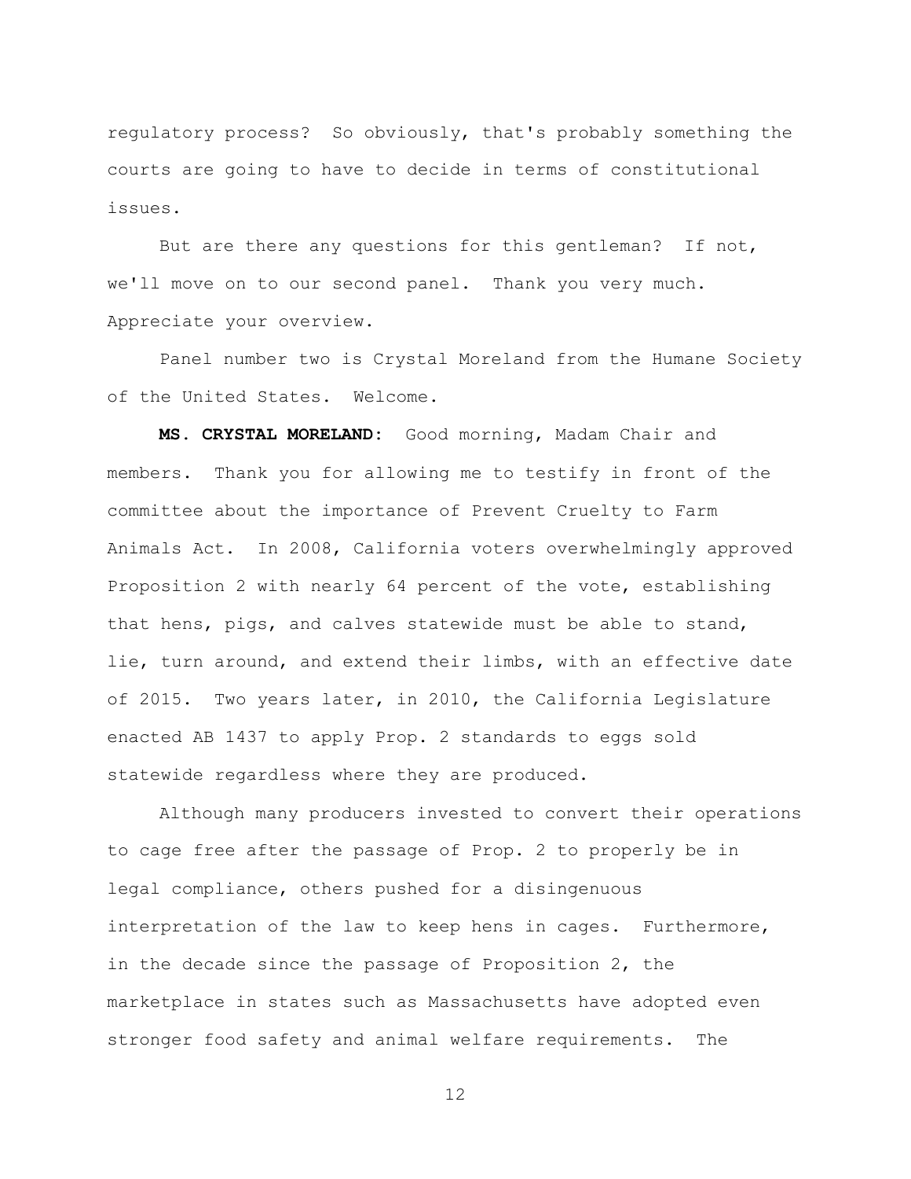regulatory process? So obviously, that's probably something the courts are going to have to decide in terms of constitutional issues.

But are there any questions for this gentleman? If not, we'll move on to our second panel. Thank you very much. Appreciate your overview.

Panel number two is Crystal Moreland from the Humane Society of the United States. Welcome.

**MS. CRYSTAL MORELAND:** Good morning, Madam Chair and members. Thank you for allowing me to testify in front of the committee about the importance of Prevent Cruelty to Farm Animals Act. In 2008, California voters overwhelmingly approved Proposition 2 with nearly 64 percent of the vote, establishing that hens, pigs, and calves statewide must be able to stand, lie, turn around, and extend their limbs, with an effective date of 2015. Two years later, in 2010, the California Legislature enacted AB 1437 to apply Prop. 2 standards to eggs sold statewide regardless where they are produced.

Although many producers invested to convert their operations to cage free after the passage of Prop. 2 to properly be in legal compliance, others pushed for a disingenuous interpretation of the law to keep hens in cages. Furthermore, in the decade since the passage of Proposition 2, the marketplace in states such as Massachusetts have adopted even stronger food safety and animal welfare requirements. The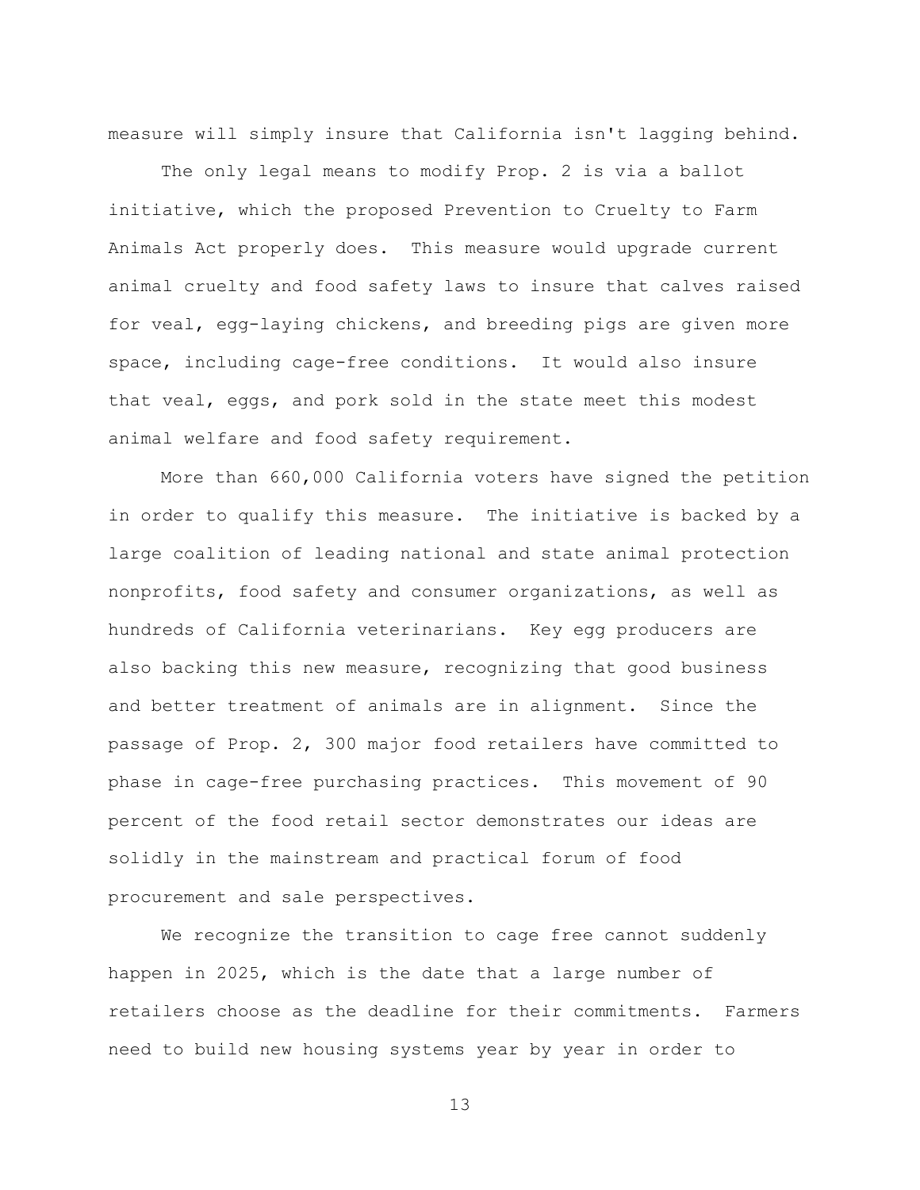measure will simply insure that California isn't lagging behind.

The only legal means to modify Prop. 2 is via a ballot initiative, which the proposed Prevention to Cruelty to Farm Animals Act properly does. This measure would upgrade current animal cruelty and food safety laws to insure that calves raised for veal, egg-laying chickens, and breeding pigs are given more space, including cage-free conditions. It would also insure that veal, eggs, and pork sold in the state meet this modest animal welfare and food safety requirement.

More than 660,000 California voters have signed the petition in order to qualify this measure. The initiative is backed by a large coalition of leading national and state animal protection nonprofits, food safety and consumer organizations, as well as hundreds of California veterinarians. Key egg producers are also backing this new measure, recognizing that good business and better treatment of animals are in alignment. Since the passage of Prop. 2, 300 major food retailers have committed to phase in cage-free purchasing practices. This movement of 90 percent of the food retail sector demonstrates our ideas are solidly in the mainstream and practical forum of food procurement and sale perspectives.

We recognize the transition to cage free cannot suddenly happen in 2025, which is the date that a large number of retailers choose as the deadline for their commitments. Farmers need to build new housing systems year by year in order to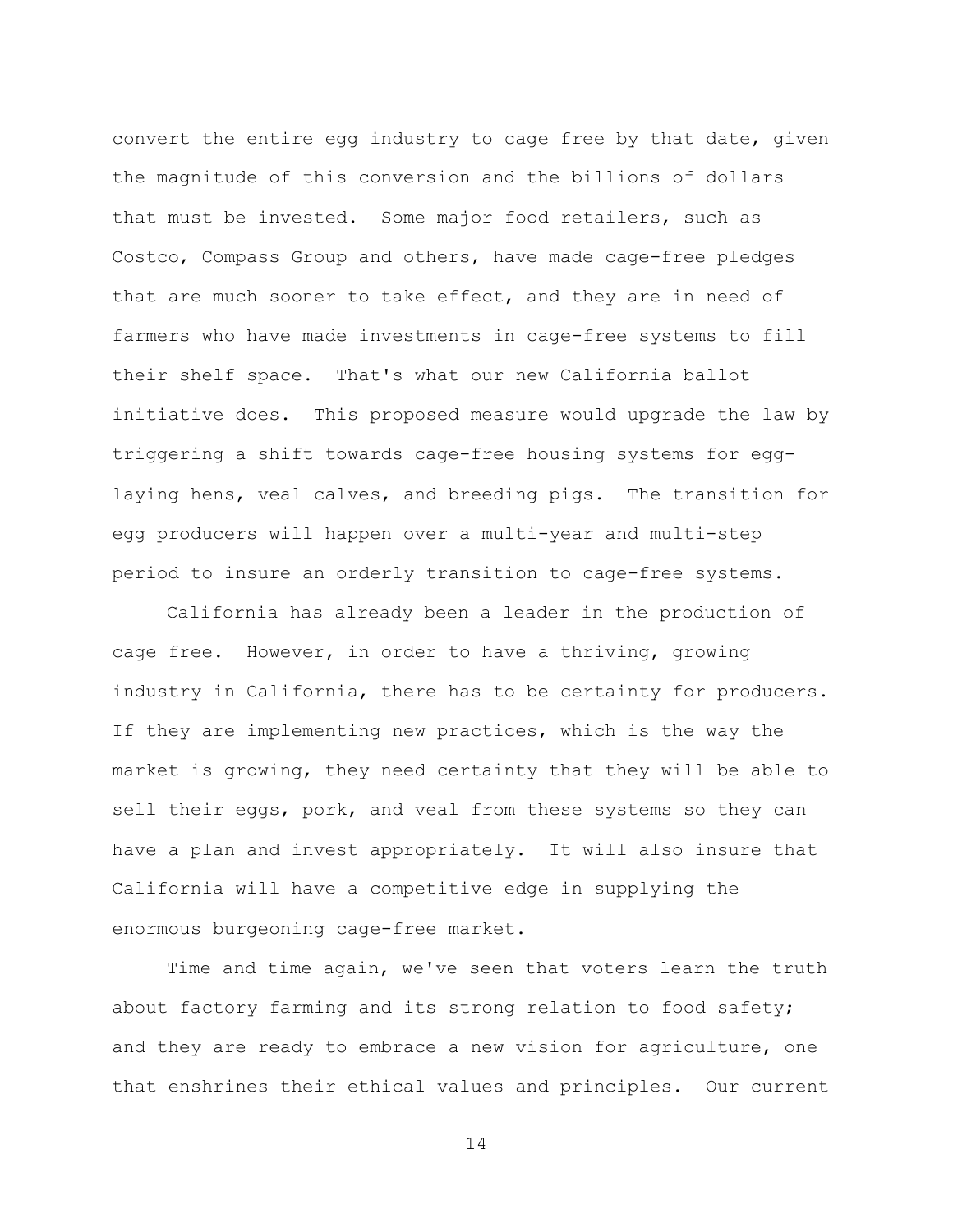convert the entire egg industry to cage free by that date, given the magnitude of this conversion and the billions of dollars that must be invested. Some major food retailers, such as Costco, Compass Group and others, have made cage-free pledges that are much sooner to take effect, and they are in need of farmers who have made investments in cage-free systems to fill their shelf space. That's what our new California ballot initiative does. This proposed measure would upgrade the law by triggering a shift towards cage-free housing systems for egg-laying hens, veal calves, and breeding pigs. The transition for egg producers will happen over a multi-year and multi-step period to insure an orderly transition to cage-free systems.

California has already been a leader in the production of cage free. However, in order to have a thriving, growing industry in California, there has to be certainty for producers. If they are implementing new practices, which is the way the market is growing, they need certainty that they will be able to sell their eggs, pork, and veal from these systems so they can have a plan and invest appropriately. It will also insure that California will have a competitive edge in supplying the enormous burgeoning cage-free market.

Time and time again, we've seen that voters learn the truth about factory farming and its strong relation to food safety; and they are ready to embrace a new vision for agriculture, one that enshrines their ethical values and principles. Our current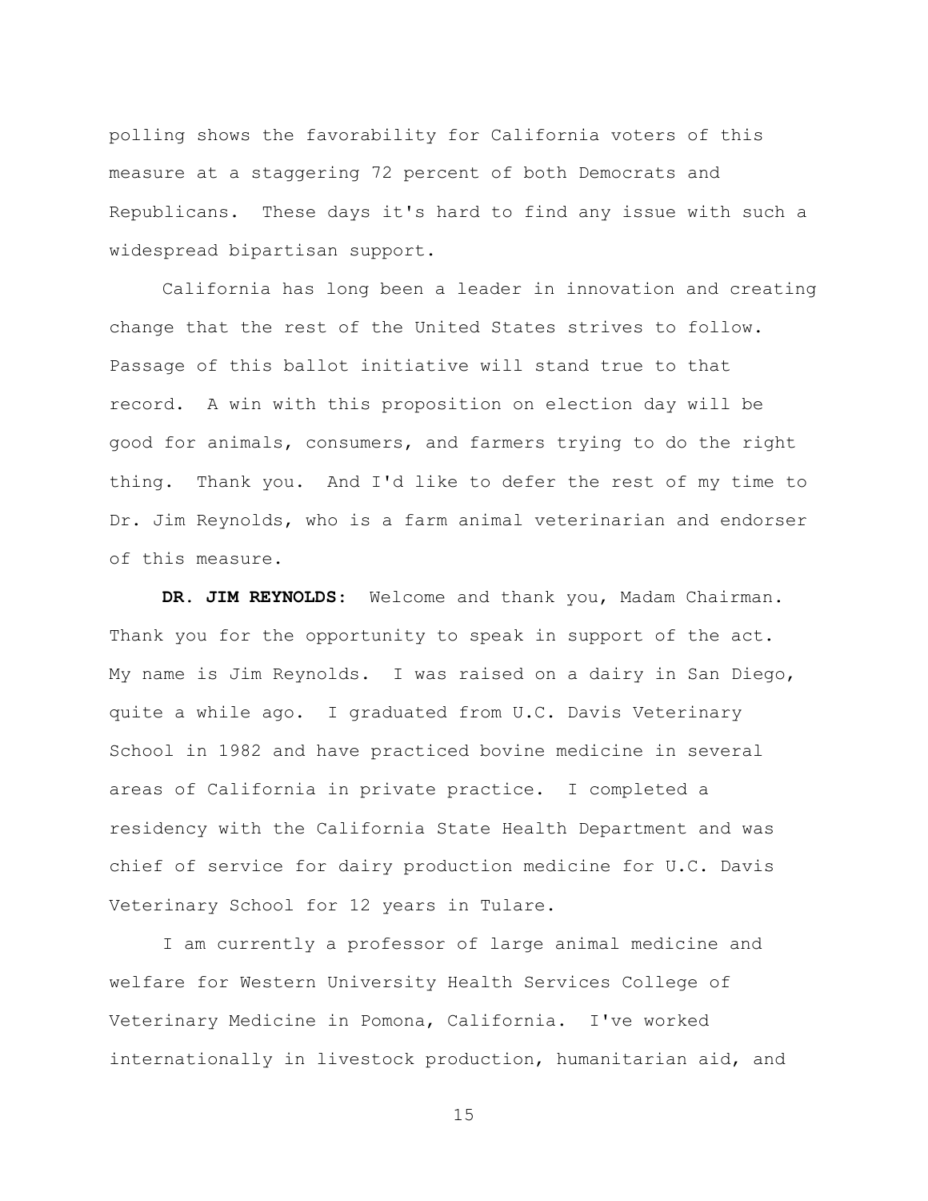polling shows the favorability for California voters of this measure at a staggering 72 percent of both Democrats and Republicans. These days it's hard to find any issue with such a widespread bipartisan support.

California has long been a leader in innovation and creating change that the rest of the United States strives to follow. Passage of this ballot initiative will stand true to that record. A win with this proposition on election day will be good for animals, consumers, and farmers trying to do the right thing. Thank you. And I'd like to defer the rest of my time to Dr. Jim Reynolds, who is a farm animal veterinarian and endorser of this measure.

**DR. JIM REYNOLDS:** Welcome and thank you, Madam Chairman. Thank you for the opportunity to speak in support of the act. My name is Jim Reynolds. I was raised on a dairy in San Diego, quite a while ago. I graduated from U.C. Davis Veterinary School in 1982 and have practiced bovine medicine in several areas of California in private practice. I completed a residency with the California State Health Department and was chief of service for dairy production medicine for U.C. Davis Veterinary School for 12 years in Tulare.

I am currently a professor of large animal medicine and welfare for Western University Health Services College of Veterinary Medicine in Pomona, California. I've worked internationally in livestock production, humanitarian aid, and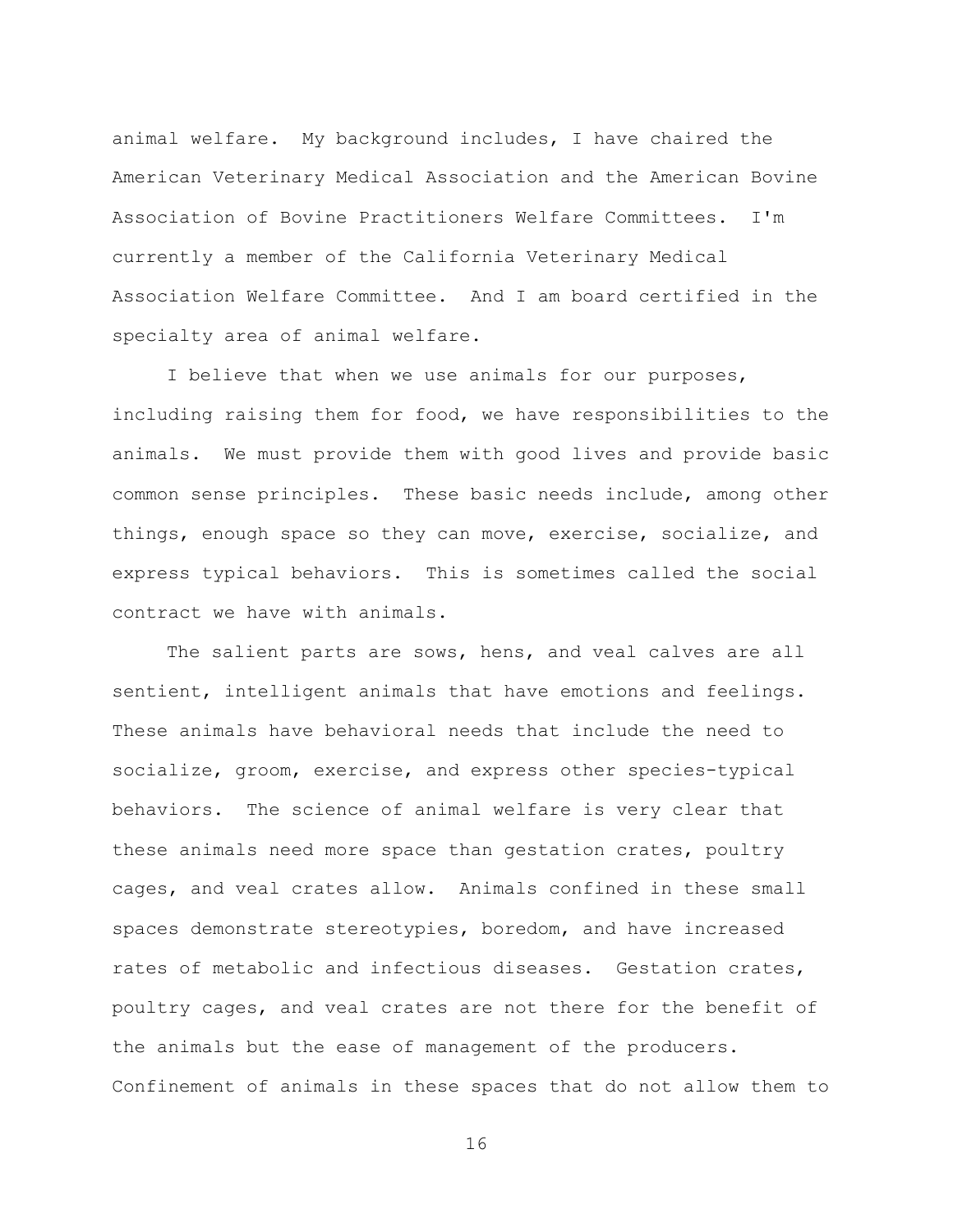animal welfare. My background includes, I have chaired the American Veterinary Medical Association and the American Bovine Association of Bovine Practitioners Welfare Committees. I'm currently a member of the California Veterinary Medical Association Welfare Committee. And I am board certified in the specialty area of animal welfare.

I believe that when we use animals for our purposes, including raising them for food, we have responsibilities to the animals. We must provide them with good lives and provide basic common sense principles. These basic needs include, among other things, enough space so they can move, exercise, socialize, and express typical behaviors. This is sometimes called the social contract we have with animals.

The salient parts are sows, hens, and veal calves are all sentient, intelligent animals that have emotions and feelings. These animals have behavioral needs that include the need to socialize, groom, exercise, and express other species-typical behaviors. The science of animal welfare is very clear that these animals need more space than gestation crates, poultry cages, and veal crates allow. Animals confined in these small spaces demonstrate stereotypies, boredom, and have increased rates of metabolic and infectious diseases. Gestation crates, poultry cages, and veal crates are not there for the benefit of the animals but the ease of management of the producers. Confinement of animals in these spaces that do not allow them to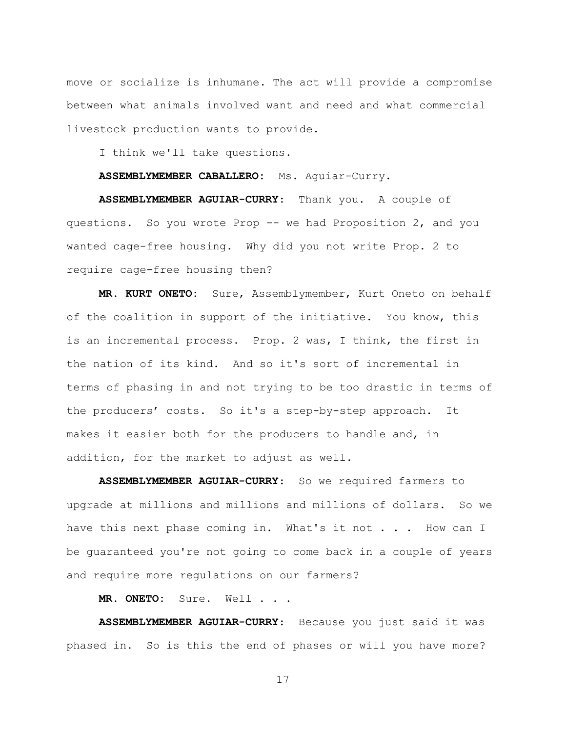move or socialize is inhumane. The act will provide a compromise between what animals involved want and need and what commercial livestock production wants to provide.

I think we'll take questions.

**ASSEMBLYMEMBER CABALLERO:** Ms. Aguiar-Curry.

**ASSEMBLYMEMBER AGUIAR-CURRY:** Thank you. A couple of questions. So you wrote Prop -- we had Proposition 2, and you wanted cage-free housing. Why did you not write Prop. 2 to require cage-free housing then?

**MR. KURT ONETO:** Sure, Assemblymember, Kurt Oneto on behalf of the coalition in support of the initiative. You know, this is an incremental process. Prop. 2 was, I think, the first in the nation of its kind. And so it's sort of incremental in terms of phasing in and not trying to be too drastic in terms of the producers' costs. So it's a step-by-step approach. It makes it easier both for the producers to handle and, in addition, for the market to adjust as well.

**ASSEMBLYMEMBER AGUIAR-CURRY:** So we required farmers to upgrade at millions and millions and millions of dollars. So we have this next phase coming in. What's it not . . . How can I be guaranteed you're not going to come back in a couple of years and require more regulations on our farmers?

**MR. ONETO:** Sure. Well . . .

**ASSEMBLYMEMBER AGUIAR-CURRY:** Because you just said it was phased in. So is this the end of phases or will you have more?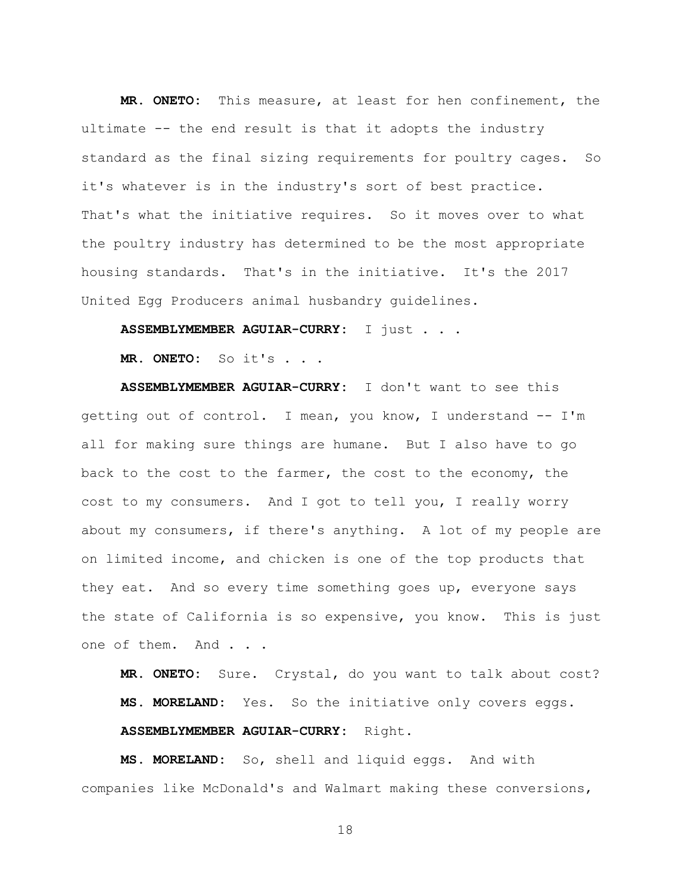**MR. ONETO:** This measure, at least for hen confinement, the ultimate -- the end result is that it adopts the industry standard as the final sizing requirements for poultry cages. So it's whatever is in the industry's sort of best practice. That's what the initiative requires. So it moves over to what the poultry industry has determined to be the most appropriate housing standards. That's in the initiative. It's the 2017 United Egg Producers animal husbandry guidelines.

**ASSEMBLYMEMBER AGUIAR-CURRY:** I just . . .

**MR. ONETO:** So it's . . .

**ASSEMBLYMEMBER AGUIAR-CURRY:** I don't want to see this getting out of control. I mean, you know, I understand -- I'm all for making sure things are humane. But I also have to go back to the cost to the farmer, the cost to the economy, the cost to my consumers. And I got to tell you, I really worry about my consumers, if there's anything. A lot of my people are on limited income, and chicken is one of the top products that they eat. And so every time something goes up, everyone says the state of California is so expensive, you know. This is just one of them. And . . .

**MR. ONETO:** Sure. Crystal, do you want to talk about cost?

**MS. MORELAND:** Yes. So the initiative only covers eggs.

**ASSEMBLYMEMBER AGUIAR-CURRY:** Right.

**MS. MORELAND:** So, shell and liquid eggs. And with companies like McDonald's and Walmart making these conversions,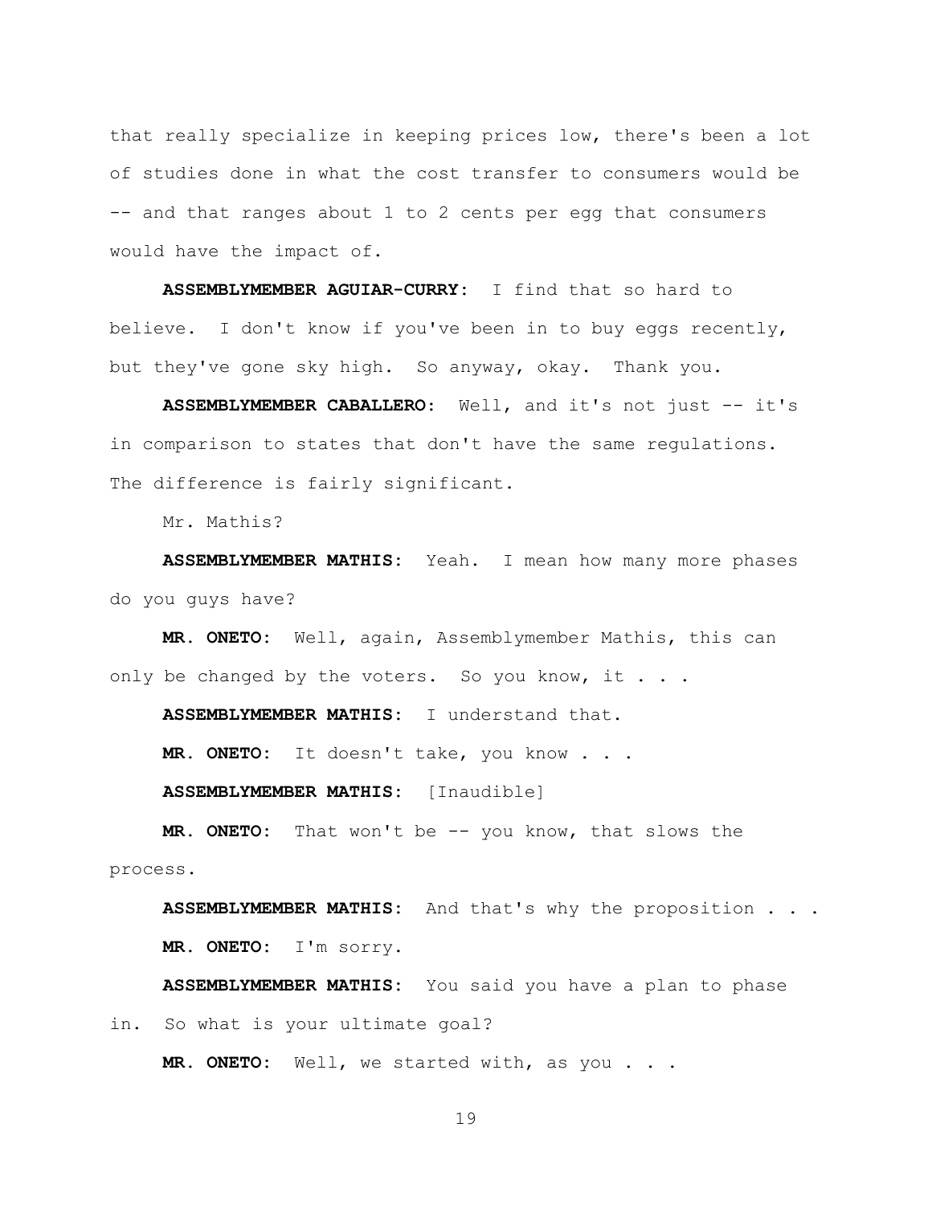that really specialize in keeping prices low, there's been a lot of studies done in what the cost transfer to consumers would be -- and that ranges about 1 to 2 cents per egg that consumers would have the impact of.

**ASSEMBLYMEMBER AGUIAR-CURRY:** I find that so hard to believe. I don't know if you've been in to buy eggs recently, but they've gone sky high. So anyway, okay. Thank you.

**ASSEMBLYMEMBER CABALLERO:** Well, and it's not just -- it's in comparison to states that don't have the same regulations. The difference is fairly significant.

Mr. Mathis?

**ASSEMBLYMEMBER MATHIS:** Yeah. I mean how many more phases do you guys have?

**MR. ONETO:** Well, again, Assemblymember Mathis, this can only be changed by the voters. So you know, it . . .

**ASSEMBLYMEMBER MATHIS:** I understand that.

**MR. ONETO:** It doesn't take, you know . . .

**ASSEMBLYMEMBER MATHIS:** [Inaudible]

**MR. ONETO:** That won't be -- you know, that slows the process.

**ASSEMBLYMEMBER MATHIS:** And that's why the proposition . . .

**MR. ONETO:** I'm sorry.

**ASSEMBLYMEMBER MATHIS:** You said you have a plan to phase in. So what is your ultimate goal?

**MR. ONETO:** Well, we started with, as you . . .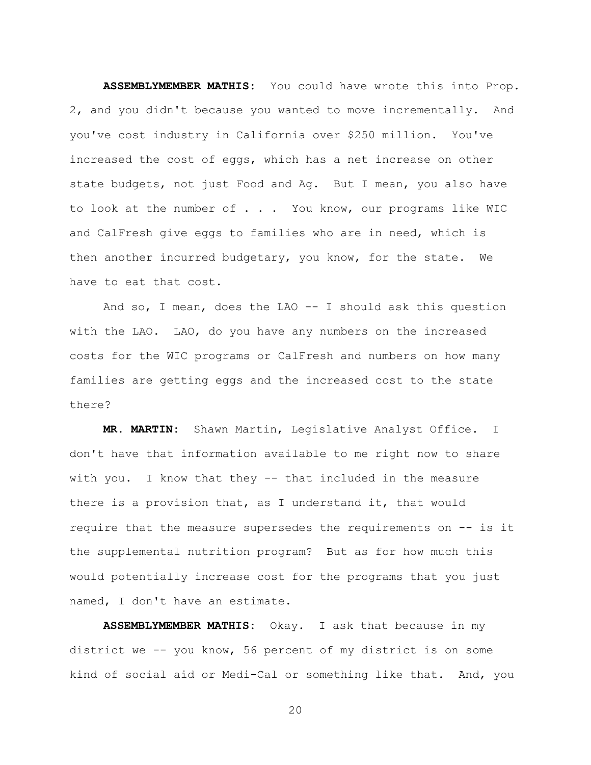**ASSEMBLYMEMBER MATHIS:** You could have wrote this into Prop. 2, and you didn't because you wanted to move incrementally. And you've cost industry in California over $250 million. You've increased the cost of eggs, which has a net increase on other state budgets, not just Food and Ag. But I mean, you also have to look at the number of . . . You know, our programs like WIC and CalFresh give eggs to families who are in need, which is then another incurred budgetary, you know, for the state. We have to eat that cost.

And so, I mean, does the LAO -- I should ask this question with the LAO. LAO, do you have any numbers on the increased costs for the WIC programs or CalFresh and numbers on how many families are getting eggs and the increased cost to the state there?

**MR. MARTIN:** Shawn Martin, Legislative Analyst Office. I don't have that information available to me right now to share with you. I know that they -- that included in the measure there is a provision that, as I understand it, that would require that the measure supersedes the requirements on -- is it the supplemental nutrition program? But as for how much this would potentially increase cost for the programs that you just named, I don't have an estimate.

**ASSEMBLYMEMBER MATHIS:** Okay. I ask that because in my district we -- you know, 56 percent of my district is on some kind of social aid or Medi-Cal or something like that. And, you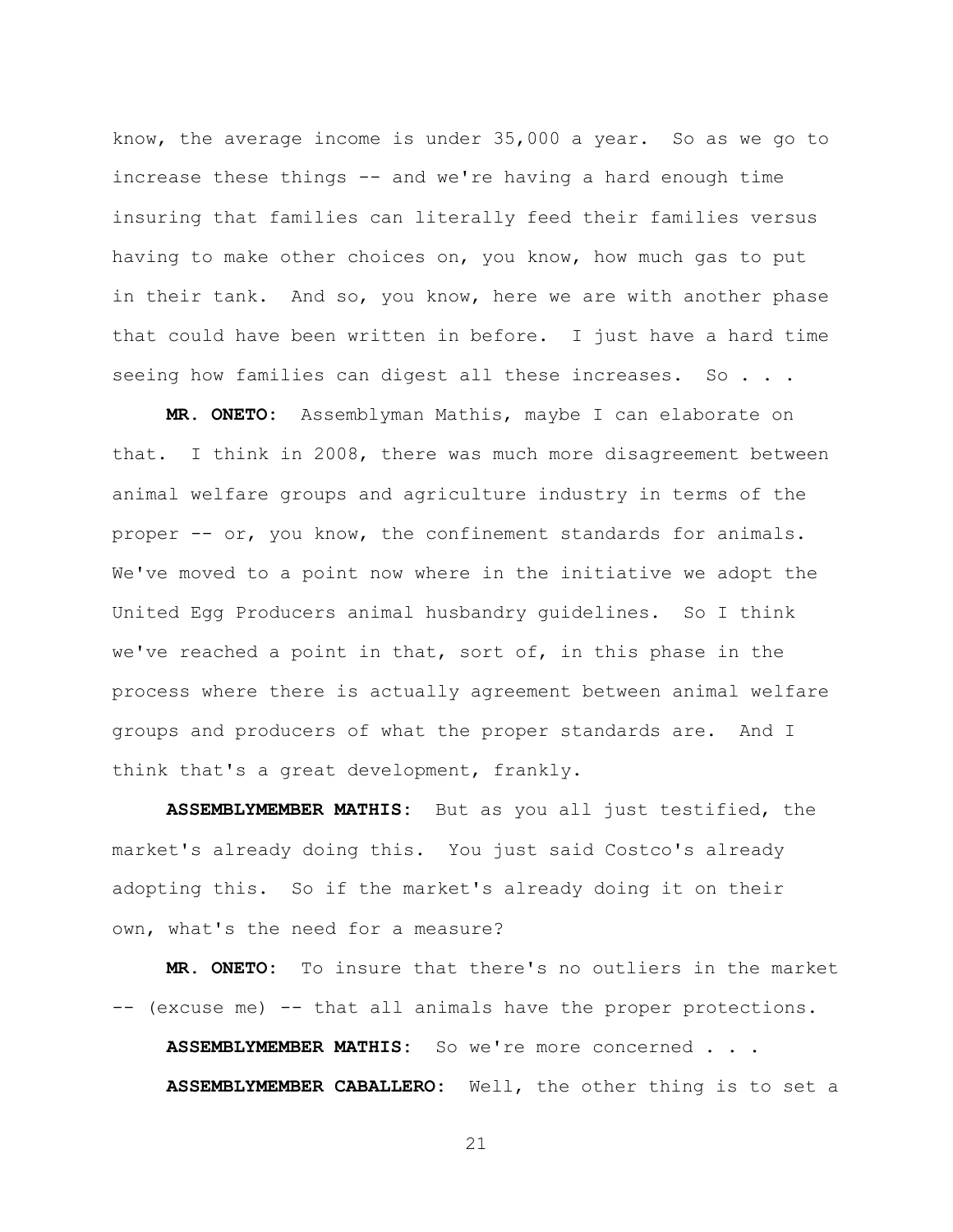know, the average income is under 35,000 a year. So as we go to increase these things -- and we're having a hard enough time insuring that families can literally feed their families versus having to make other choices on, you know, how much gas to put in their tank. And so, you know, here we are with another phase that could have been written in before. I just have a hard time seeing how families can digest all these increases. So . . .

**MR. ONETO:** Assemblyman Mathis, maybe I can elaborate on that. I think in 2008, there was much more disagreement between animal welfare groups and agriculture industry in terms of the proper -- or, you know, the confinement standards for animals. We've moved to a point now where in the initiative we adopt the United Egg Producers animal husbandry guidelines. So I think we've reached a point in that, sort of, in this phase in the process where there is actually agreement between animal welfare groups and producers of what the proper standards are. And I think that's a great development, frankly.

**ASSEMBLYMEMBER MATHIS:** But as you all just testified, the market's already doing this. You just said Costco's already adopting this. So if the market's already doing it on their own, what's the need for a measure?

**MR. ONETO:** To insure that there's no outliers in the market -- (excuse me) -- that all animals have the proper protections.

**ASSEMBLYMEMBER MATHIS:** So we're more concerned . . .

**ASSEMBLYMEMBER CABALLERO:** Well, the other thing is to set a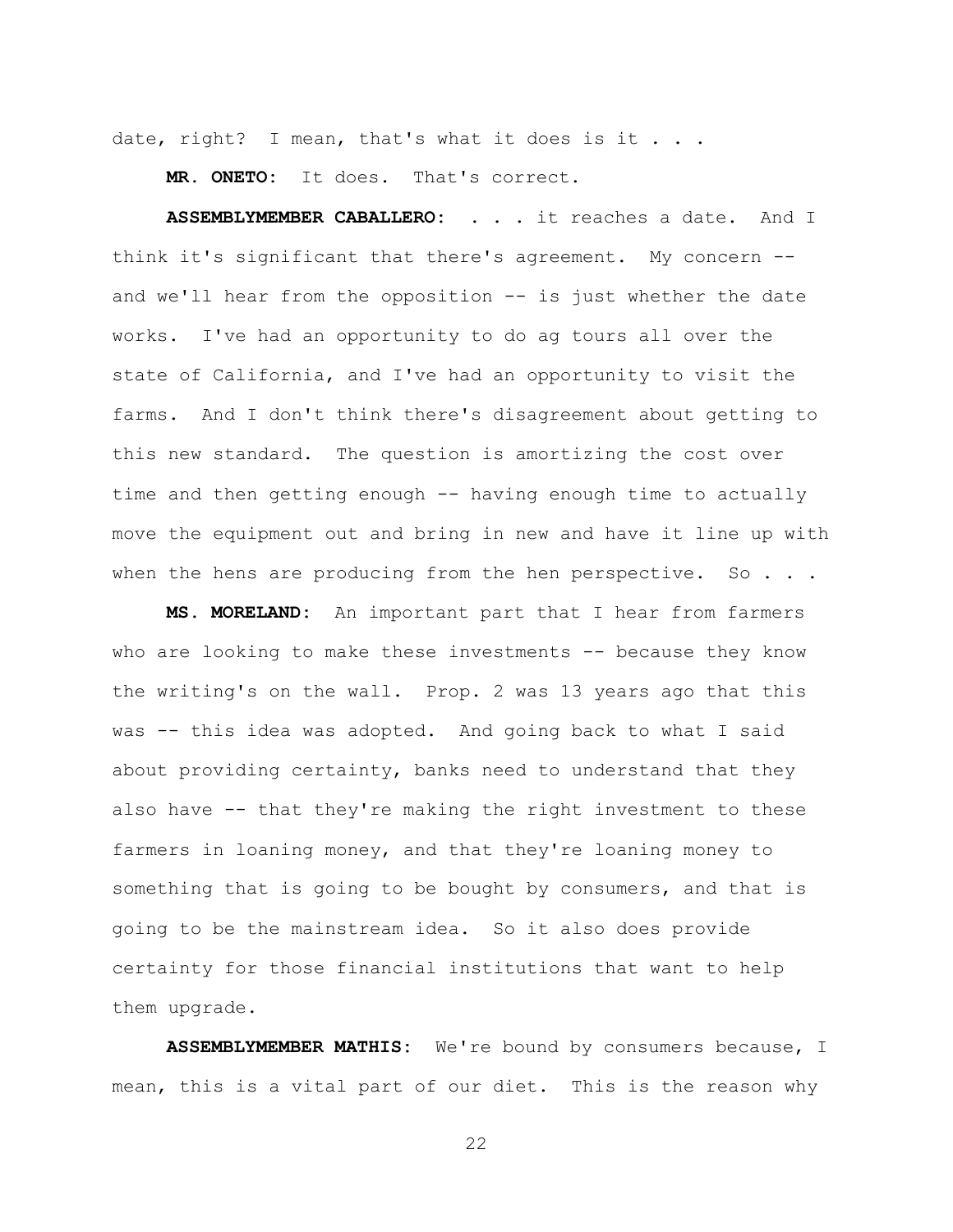date, right? I mean, that's what it does is it . . .

**MR. ONETO:** It does. That's correct.

**ASSEMBLYMEMBER CABALLERO:** . . . it reaches a date. And I think it's significant that there's agreement. My concern -- and we'll hear from the opposition -- is just whether the date works. I've had an opportunity to do ag tours all over the state of California, and I've had an opportunity to visit the farms. And I don't think there's disagreement about getting to this new standard. The question is amortizing the cost over time and then getting enough -- having enough time to actually move the equipment out and bring in new and have it line up with when the hens are producing from the hen perspective. So . . .

**MS. MORELAND:** An important part that I hear from farmers who are looking to make these investments -- because they know the writing's on the wall. Prop. 2 was 13 years ago that this was -- this idea was adopted. And going back to what I said about providing certainty, banks need to understand that they also have -- that they're making the right investment to these farmers in loaning money, and that they're loaning money to something that is going to be bought by consumers, and that is going to be the mainstream idea. So it also does provide certainty for those financial institutions that want to help them upgrade.

**ASSEMBLYMEMBER MATHIS:** We're bound by consumers because, I mean, this is a vital part of our diet. This is the reason why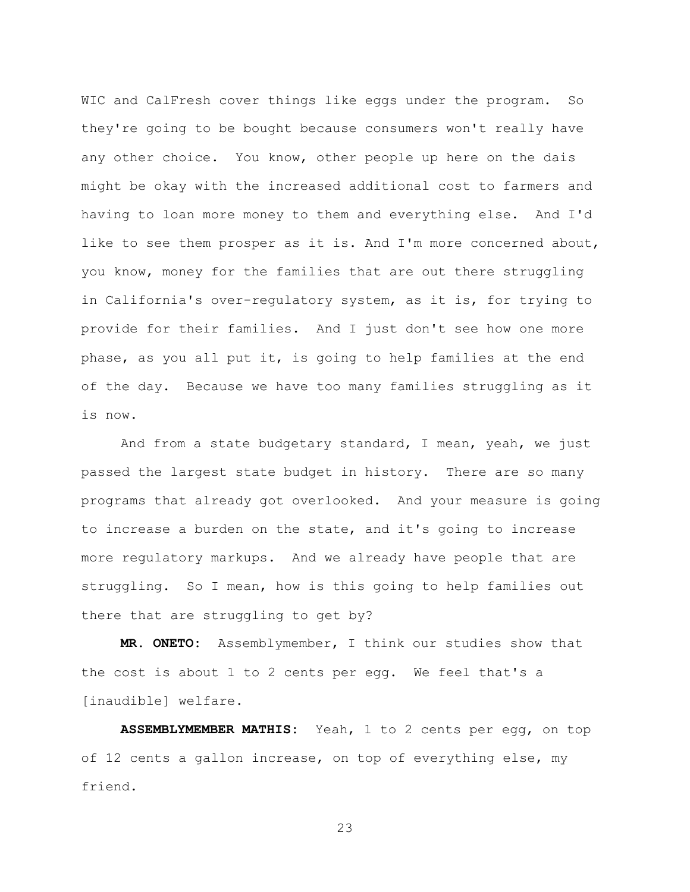WIC and CalFresh cover things like eggs under the program. So they're going to be bought because consumers won't really have any other choice. You know, other people up here on the dais might be okay with the increased additional cost to farmers and having to loan more money to them and everything else. And I'd like to see them prosper as it is. And I'm more concerned about, you know, money for the families that are out there struggling in California's over-regulatory system, as it is, for trying to provide for their families. And I just don't see how one more phase, as you all put it, is going to help families at the end of the day. Because we have too many families struggling as it is now.

And from a state budgetary standard, I mean, yeah, we just passed the largest state budget in history. There are so many programs that already got overlooked. And your measure is going to increase a burden on the state, and it's going to increase more regulatory markups. And we already have people that are struggling. So I mean, how is this going to help families out there that are struggling to get by?

**MR. ONETO:** Assemblymember, I think our studies show that the cost is about 1 to 2 cents per egg. We feel that's a [inaudible] welfare.

**ASSEMBLYMEMBER MATHIS:** Yeah, 1 to 2 cents per egg, on top of 12 cents a gallon increase, on top of everything else, my friend.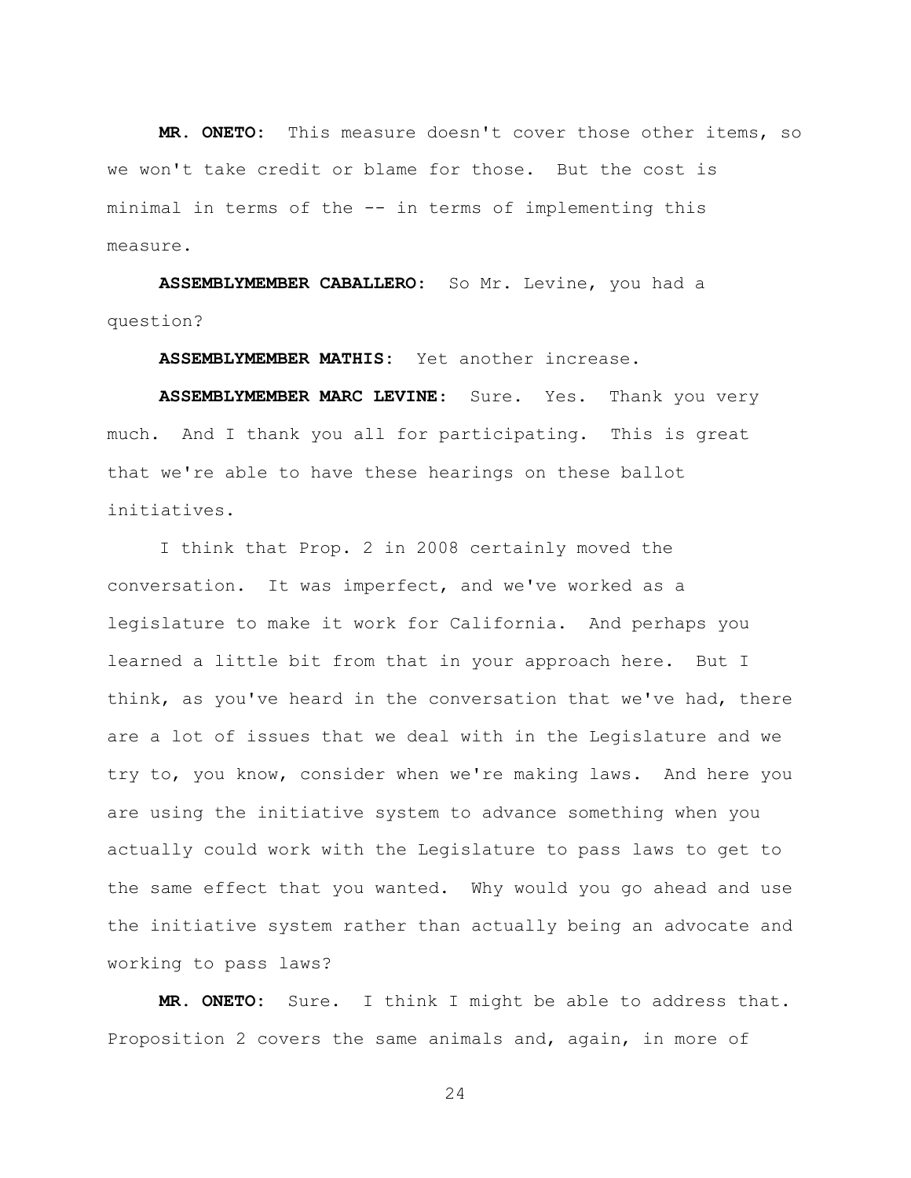**MR. ONETO:** This measure doesn't cover those other items, so we won't take credit or blame for those. But the cost is minimal in terms of the -- in terms of implementing this measure.

**ASSEMBLYMEMBER CABALLERO:** So Mr. Levine, you had a question?

**ASSEMBLYMEMBER MATHIS:** Yet another increase.

**ASSEMBLYMEMBER MARC LEVINE:** Sure. Yes. Thank you very much. And I thank you all for participating. This is great that we're able to have these hearings on these ballot initiatives.

I think that Prop. 2 in 2008 certainly moved the conversation. It was imperfect, and we've worked as a legislature to make it work for California. And perhaps you learned a little bit from that in your approach here. But I think, as you've heard in the conversation that we've had, there are a lot of issues that we deal with in the Legislature and we try to, you know, consider when we're making laws. And here you are using the initiative system to advance something when you actually could work with the Legislature to pass laws to get to the same effect that you wanted. Why would you go ahead and use the initiative system rather than actually being an advocate and working to pass laws?

**MR. ONETO:** Sure. I think I might be able to address that. Proposition 2 covers the same animals and, again, in more of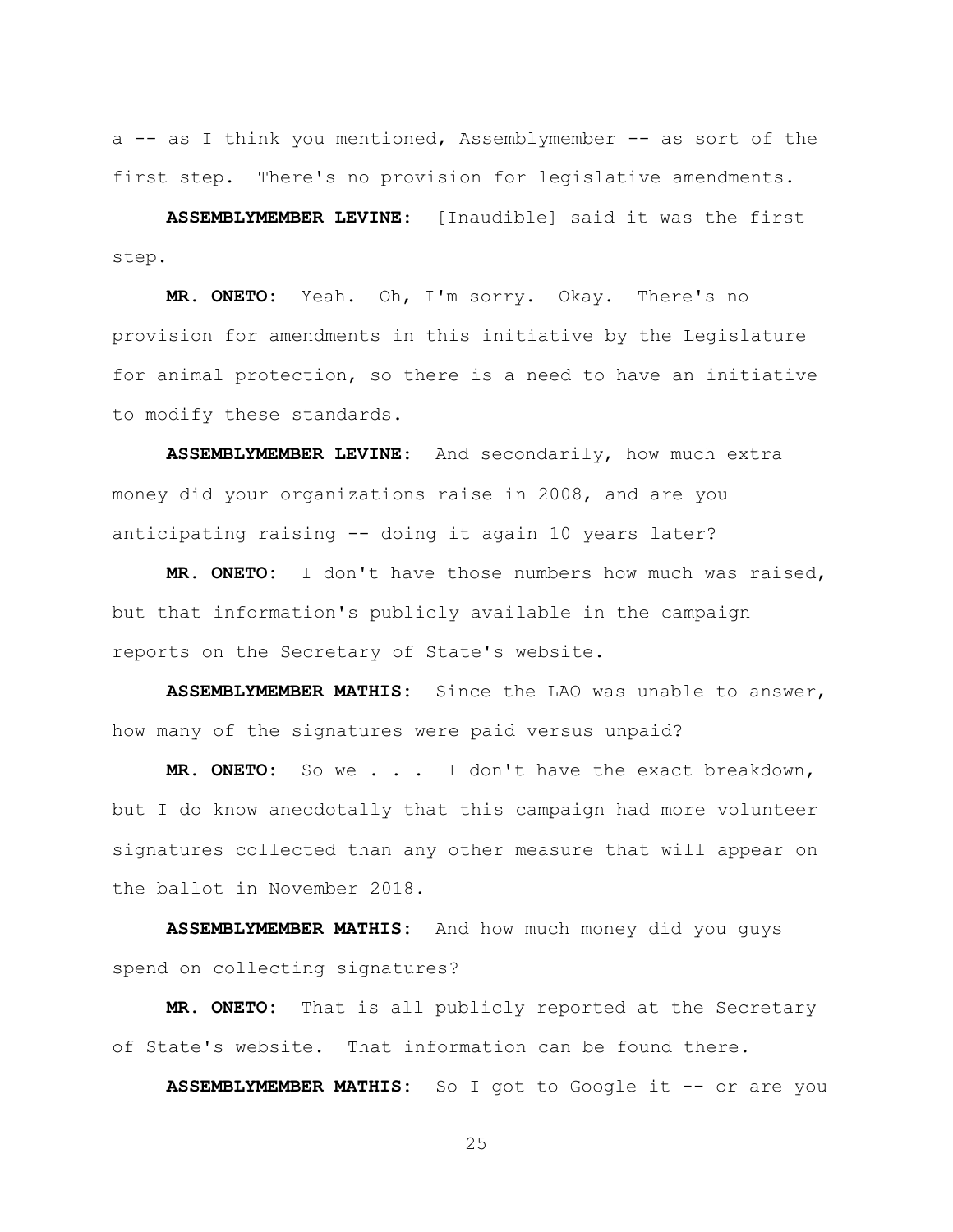a -- as I think you mentioned, Assemblymember -- as sort of the first step. There's no provision for legislative amendments.

**ASSEMBLYMEMBER LEVINE:** [Inaudible] said it was the first step.

**MR. ONETO:** Yeah. Oh, I'm sorry. Okay. There's no provision for amendments in this initiative by the Legislature for animal protection, so there is a need to have an initiative to modify these standards.

**ASSEMBLYMEMBER LEVINE:** And secondarily, how much extra money did your organizations raise in 2008, and are you anticipating raising -- doing it again 10 years later?

**MR. ONETO:** I don't have those numbers how much was raised, but that information's publicly available in the campaign reports on the Secretary of State's website.

**ASSEMBLYMEMBER MATHIS:** Since the LAO was unable to answer, how many of the signatures were paid versus unpaid?

**MR. ONETO:** So we . . . I don't have the exact breakdown, but I do know anecdotally that this campaign had more volunteer signatures collected than any other measure that will appear on the ballot in November 2018.

**ASSEMBLYMEMBER MATHIS:** And how much money did you guys spend on collecting signatures?

**MR. ONETO:** That is all publicly reported at the Secretary of State's website. That information can be found there.

**ASSEMBLYMEMBER MATHIS:** So I got to Google it -- or are you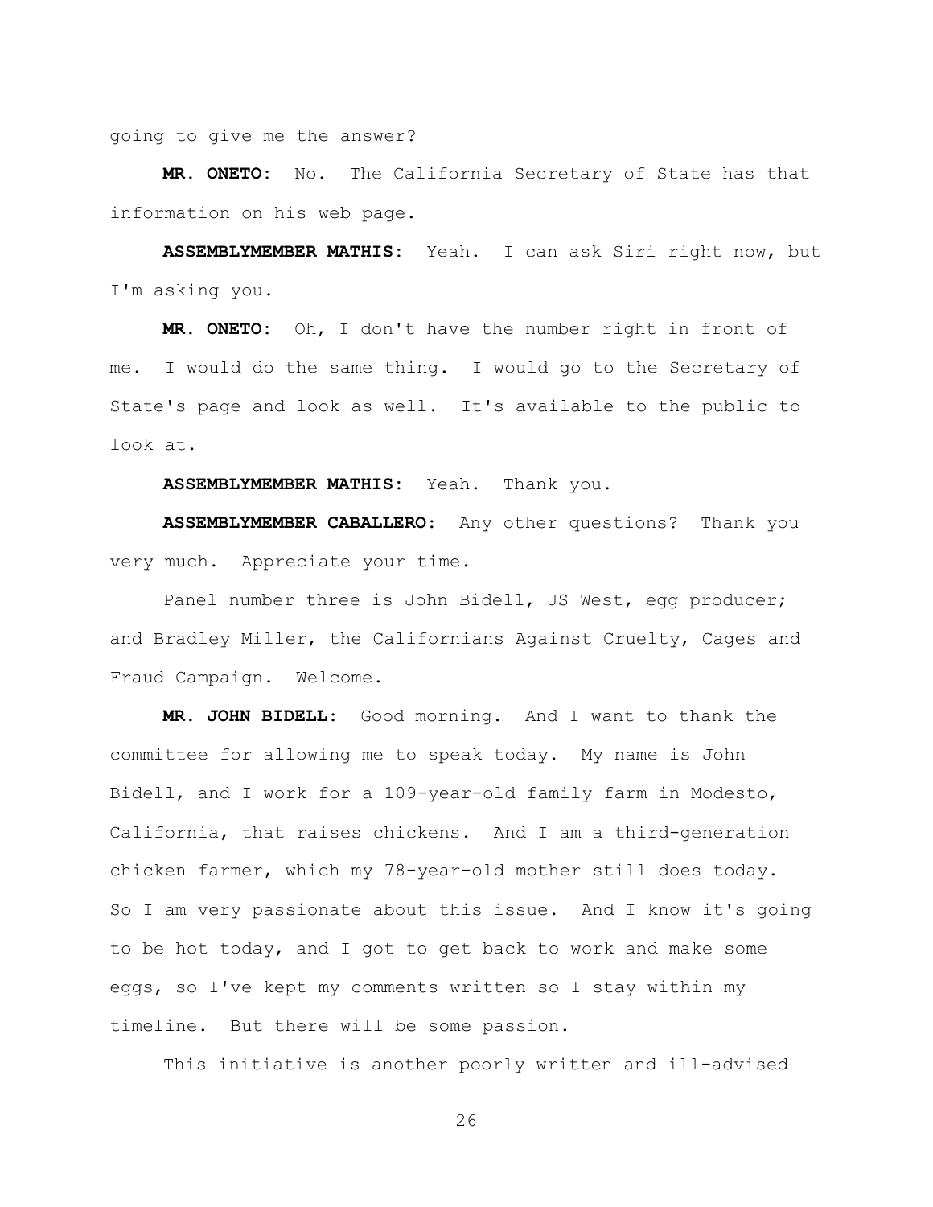going to give me the answer?

**MR. ONETO:** No. The California Secretary of State has that information on his web page.

**ASSEMBLYMEMBER MATHIS:** Yeah. I can ask Siri right now, but I'm asking you.

**MR. ONETO:** Oh, I don't have the number right in front of me. I would do the same thing. I would go to the Secretary of State's page and look as well. It's available to the public to look at.

**ASSEMBLYMEMBER MATHIS:** Yeah. Thank you.

**ASSEMBLYMEMBER CABALLERO:** Any other questions? Thank you very much. Appreciate your time.

Panel number three is John Bidell, JS West, egg producer; and Bradley Miller, the Californians Against Cruelty, Cages and Fraud Campaign. Welcome.

**MR. JOHN BIDELL:** Good morning. And I want to thank the committee for allowing me to speak today. My name is John Bidell, and I work for a 109-year-old family farm in Modesto, California, that raises chickens. And I am a third-generation chicken farmer, which my 78-year-old mother still does today. So I am very passionate about this issue. And I know it's going to be hot today, and I got to get back to work and make some eggs, so I've kept my comments written so I stay within my timeline. But there will be some passion.

This initiative is another poorly written and ill-advised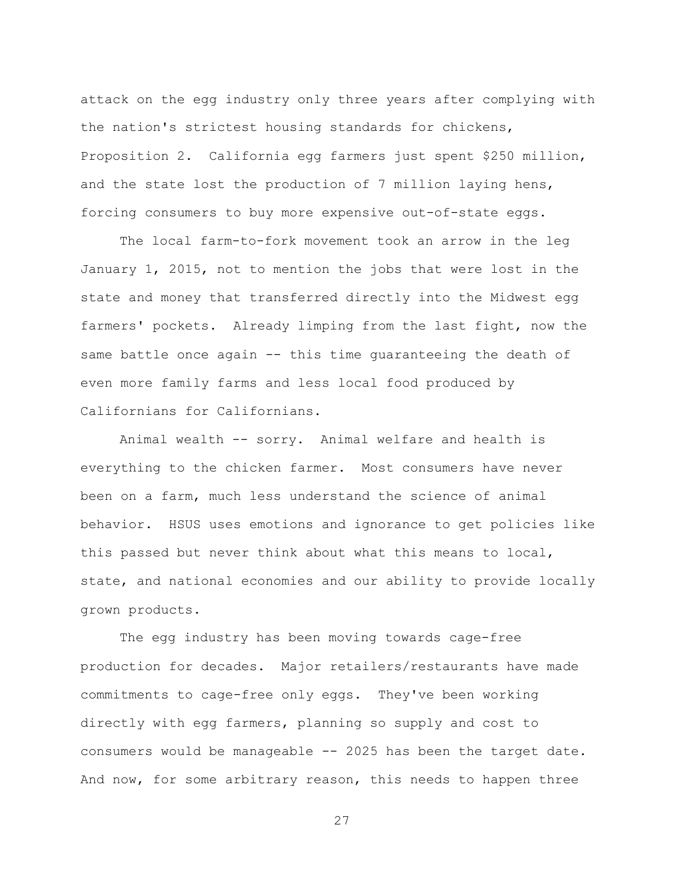attack on the egg industry only three years after complying with the nation's strictest housing standards for chickens, Proposition 2. California egg farmers just spent $250 million, and the state lost the production of 7 million laying hens, forcing consumers to buy more expensive out-of-state eggs.

The local farm-to-fork movement took an arrow in the leg January 1, 2015, not to mention the jobs that were lost in the state and money that transferred directly into the Midwest egg farmers' pockets. Already limping from the last fight, now the same battle once again -- this time guaranteeing the death of even more family farms and less local food produced by Californians for Californians.

Animal wealth -- sorry. Animal welfare and health is everything to the chicken farmer. Most consumers have never been on a farm, much less understand the science of animal behavior. HSUS uses emotions and ignorance to get policies like this passed but never think about what this means to local, state, and national economies and our ability to provide locally grown products.

The egg industry has been moving towards cage-free production for decades. Major retailers/restaurants have made commitments to cage-free only eggs. They've been working directly with egg farmers, planning so supply and cost to consumers would be manageable -- 2025 has been the target date. And now, for some arbitrary reason, this needs to happen three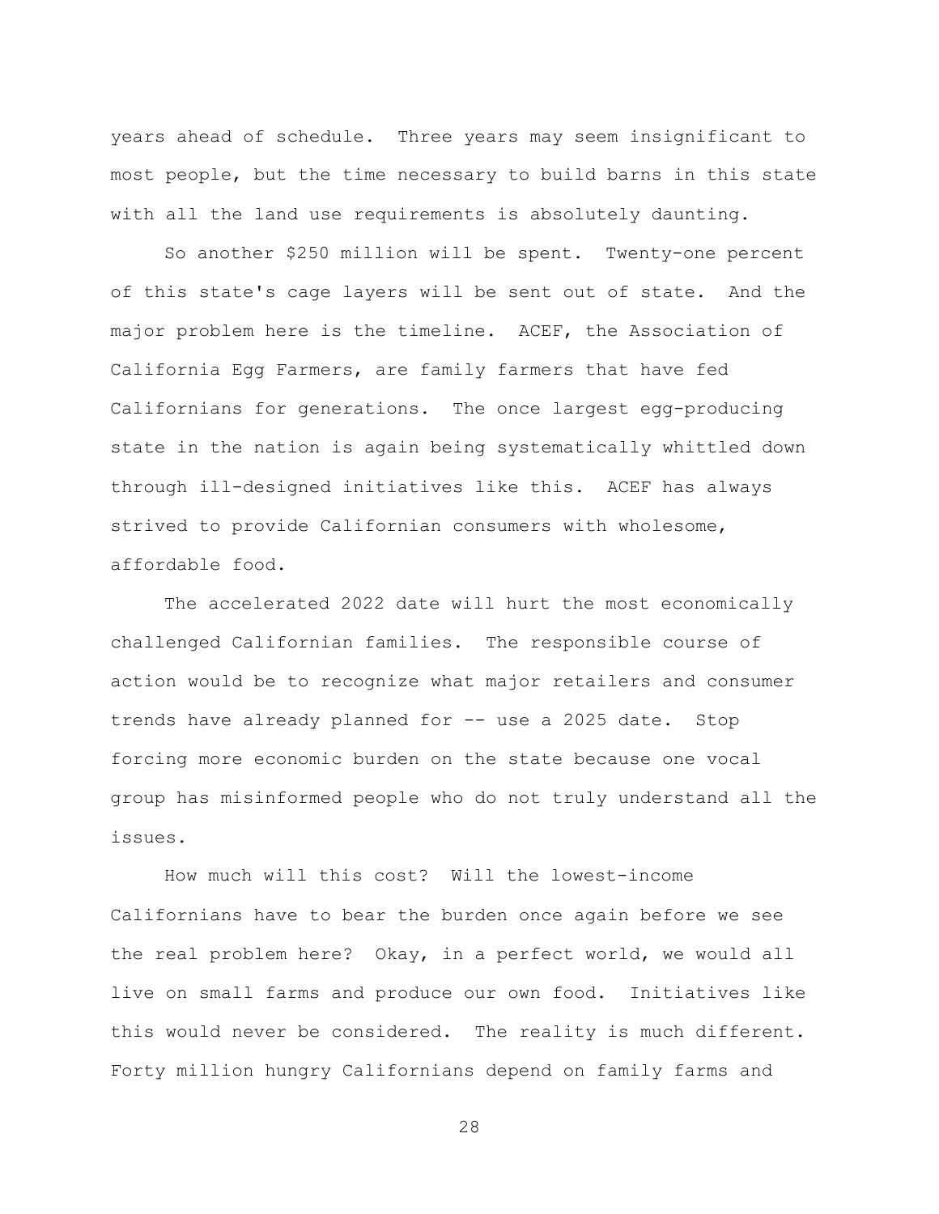years ahead of schedule. Three years may seem insignificant to most people, but the time necessary to build barns in this state with all the land use requirements is absolutely daunting.

So another $250 million will be spent. Twenty-one percent of this state's cage layers will be sent out of state. And the major problem here is the timeline. ACEF, the Association of California Egg Farmers, are family farmers that have fed Californians for generations. The once largest egg-producing state in the nation is again being systematically whittled down through ill-designed initiatives like this. ACEF has always strived to provide Californian consumers with wholesome, affordable food.

The accelerated 2022 date will hurt the most economically challenged Californian families. The responsible course of action would be to recognize what major retailers and consumer trends have already planned for -- use a 2025 date. Stop forcing more economic burden on the state because one vocal group has misinformed people who do not truly understand all the issues.

How much will this cost? Will the lowest-income Californians have to bear the burden once again before we see the real problem here? Okay, in a perfect world, we would all live on small farms and produce our own food. Initiatives like this would never be considered. The reality is much different. Forty million hungry Californians depend on family farms and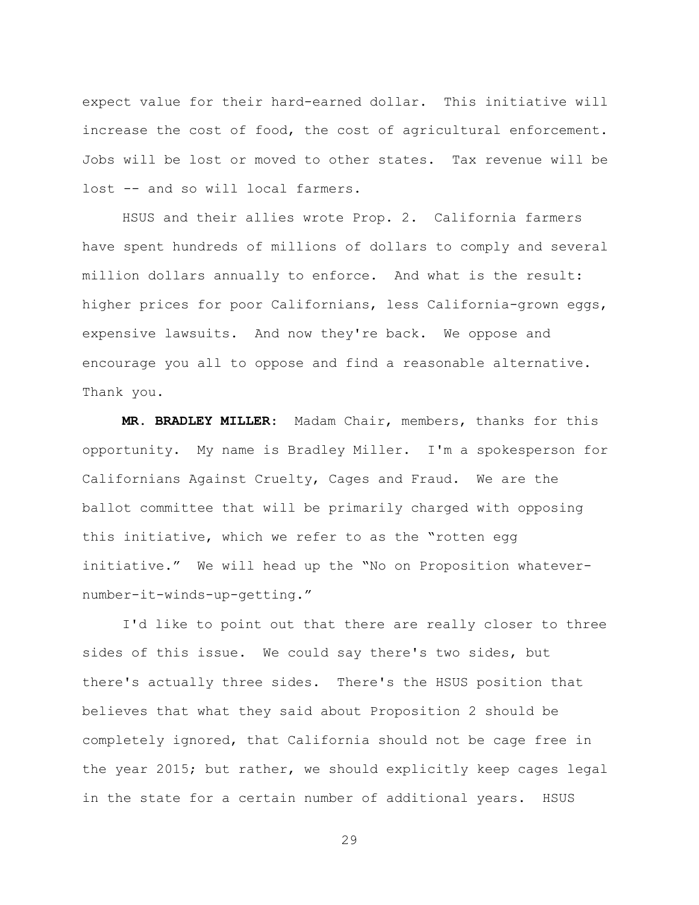expect value for their hard-earned dollar. This initiative will increase the cost of food, the cost of agricultural enforcement. Jobs will be lost or moved to other states. Tax revenue will be lost -- and so will local farmers.

HSUS and their allies wrote Prop. 2. California farmers have spent hundreds of millions of dollars to comply and several million dollars annually to enforce. And what is the result: higher prices for poor Californians, less California-grown eggs, expensive lawsuits. And now they're back. We oppose and encourage you all to oppose and find a reasonable alternative. Thank you.

**MR. BRADLEY MILLER:** Madam Chair, members, thanks for this opportunity. My name is Bradley Miller. I'm a spokesperson for Californians Against Cruelty, Cages and Fraud. We are the ballot committee that will be primarily charged with opposing this initiative, which we refer to as the "rotten egg initiative." We will head up the "No on Proposition whatever-number-it-winds-up-getting."

I'd like to point out that there are really closer to three sides of this issue. We could say there's two sides, but there's actually three sides. There's the HSUS position that believes that what they said about Proposition 2 should be completely ignored, that California should not be cage free in the year 2015; but rather, we should explicitly keep cages legal in the state for a certain number of additional years. HSUS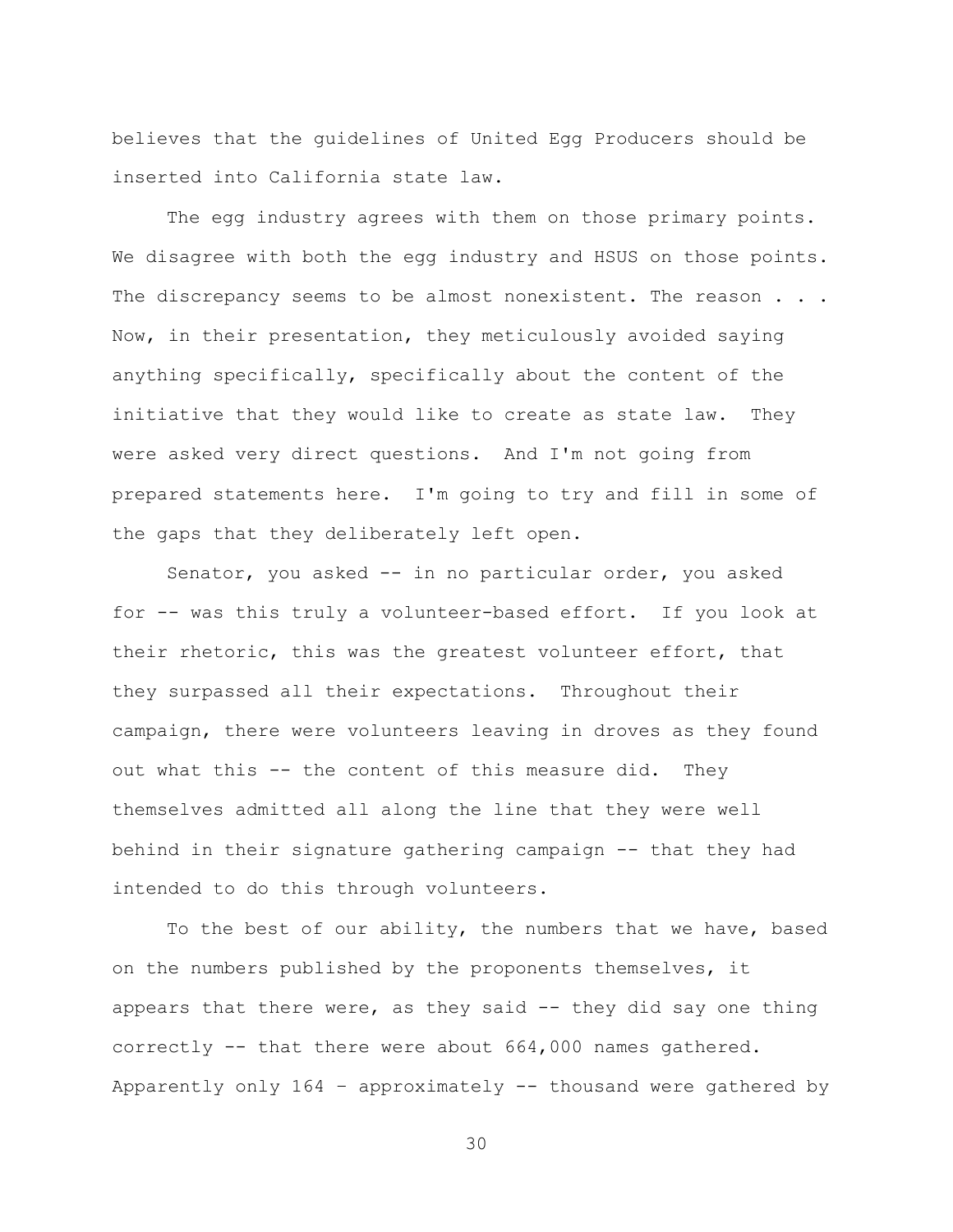believes that the guidelines of United Egg Producers should be inserted into California state law.

The egg industry agrees with them on those primary points. We disagree with both the egg industry and HSUS on those points. The discrepancy seems to be almost nonexistent. The reason . . . Now, in their presentation, they meticulously avoided saying anything specifically, specifically about the content of the initiative that they would like to create as state law. They were asked very direct questions. And I'm not going from prepared statements here. I'm going to try and fill in some of the gaps that they deliberately left open.

Senator, you asked -- in no particular order, you asked for -- was this truly a volunteer-based effort. If you look at their rhetoric, this was the greatest volunteer effort, that they surpassed all their expectations. Throughout their campaign, there were volunteers leaving in droves as they found out what this -- the content of this measure did. They themselves admitted all along the line that they were well behind in their signature gathering campaign -- that they had intended to do this through volunteers.

To the best of our ability, the numbers that we have, based on the numbers published by the proponents themselves, it appears that there were, as they said -- they did say one thing correctly -- that there were about 664,000 names gathered. Apparently only 164 – approximately -- thousand were gathered by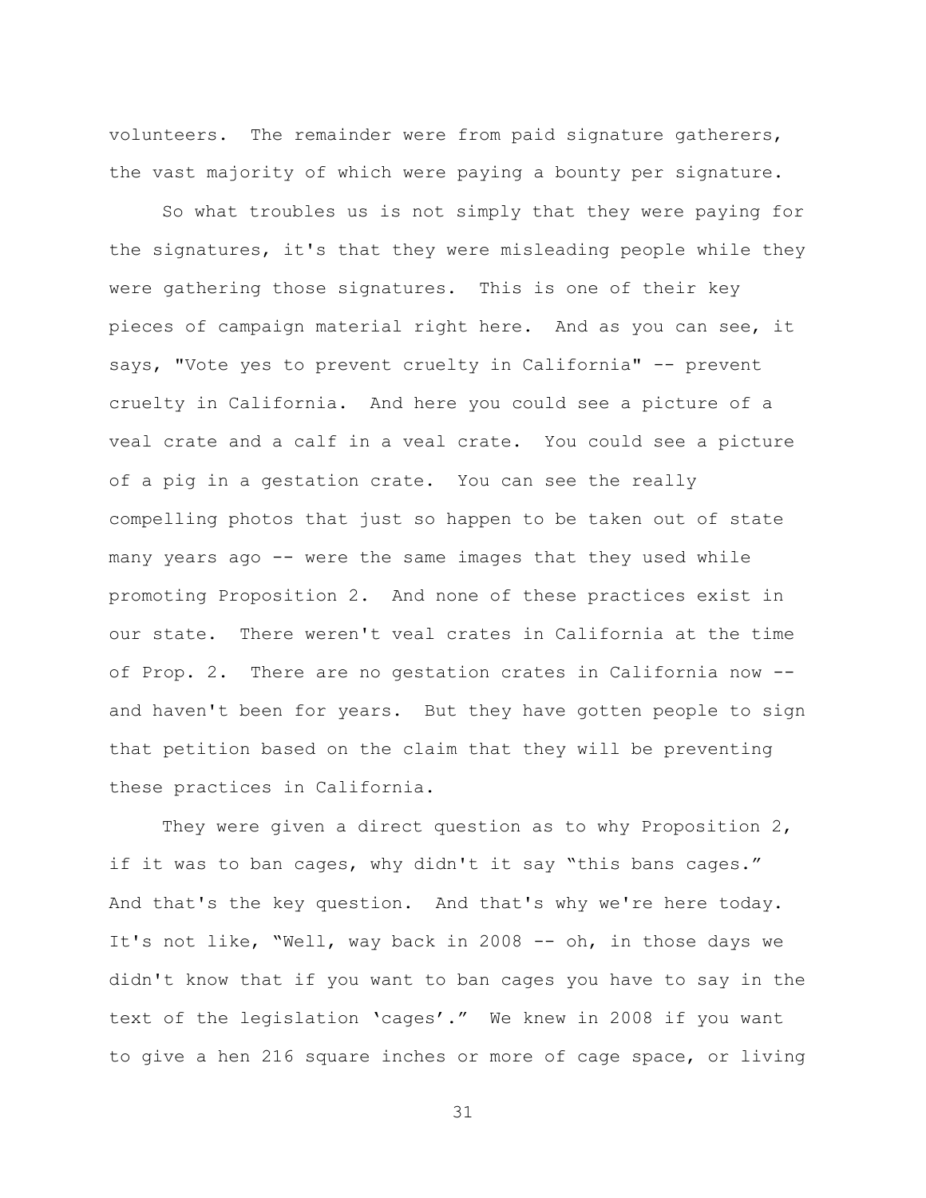volunteers. The remainder were from paid signature gatherers, the vast majority of which were paying a bounty per signature.

So what troubles us is not simply that they were paying for the signatures, it's that they were misleading people while they were gathering those signatures. This is one of their key pieces of campaign material right here. And as you can see, it says, "Vote yes to prevent cruelty in California" -- prevent cruelty in California. And here you could see a picture of a veal crate and a calf in a veal crate. You could see a picture of a pig in a gestation crate. You can see the really compelling photos that just so happen to be taken out of state many years ago -- were the same images that they used while promoting Proposition 2. And none of these practices exist in our state. There weren't veal crates in California at the time of Prop. 2. There are no gestation crates in California now -- and haven't been for years. But they have gotten people to sign that petition based on the claim that they will be preventing these practices in California.

They were given a direct question as to why Proposition 2, if it was to ban cages, why didn't it say "this bans cages." And that's the key question. And that's why we're here today. It's not like, "Well, way back in 2008 -- oh, in those days we didn't know that if you want to ban cages you have to say in the text of the legislation 'cages'." We knew in 2008 if you want to give a hen 216 square inches or more of cage space, or living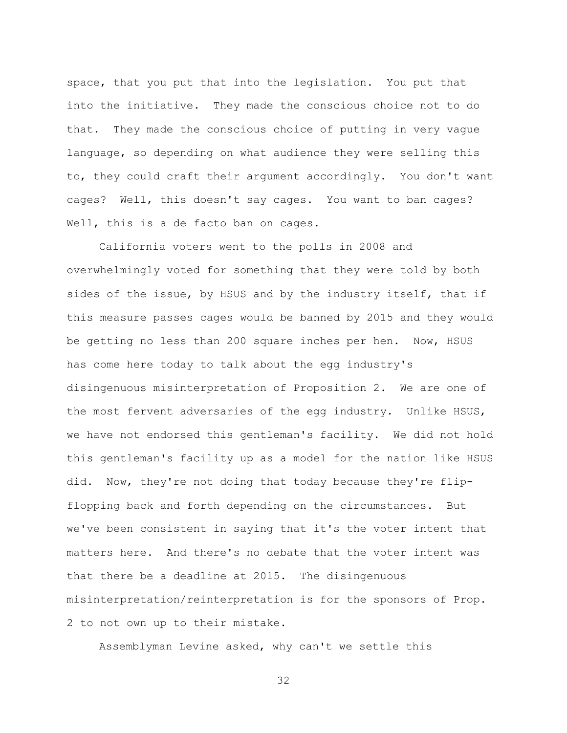space, that you put that into the legislation. You put that into the initiative. They made the conscious choice not to do that. They made the conscious choice of putting in very vague language, so depending on what audience they were selling this to, they could craft their argument accordingly. You don't want cages? Well, this doesn't say cages. You want to ban cages? Well, this is a de facto ban on cages.

California voters went to the polls in 2008 and overwhelmingly voted for something that they were told by both sides of the issue, by HSUS and by the industry itself, that if this measure passes cages would be banned by 2015 and they would be getting no less than 200 square inches per hen. Now, HSUS has come here today to talk about the egg industry's disingenuous misinterpretation of Proposition 2. We are one of the most fervent adversaries of the egg industry. Unlike HSUS, we have not endorsed this gentleman's facility. We did not hold this gentleman's facility up as a model for the nation like HSUS did. Now, they're not doing that today because they're flip-flopping back and forth depending on the circumstances. But we've been consistent in saying that it's the voter intent that matters here. And there's no debate that the voter intent was that there be a deadline at 2015. The disingenuous misinterpretation/reinterpretation is for the sponsors of Prop. 2 to not own up to their mistake.

Assemblyman Levine asked, why can't we settle this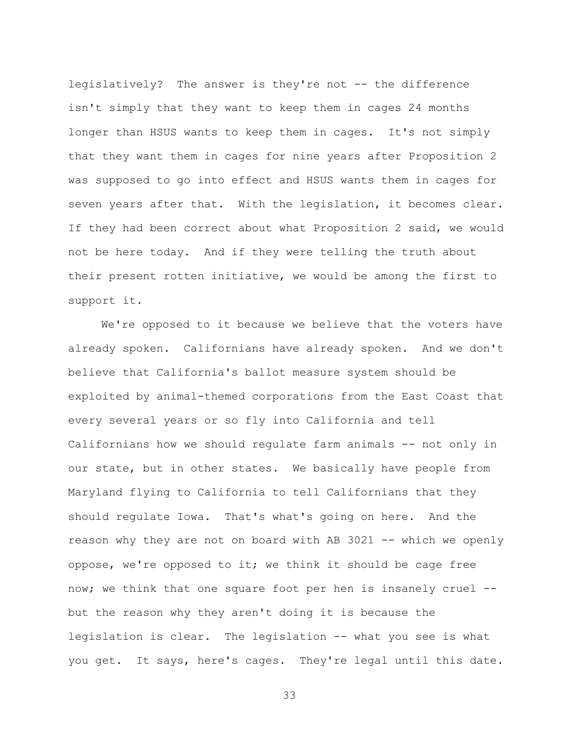legislatively? The answer is they're not -- the difference isn't simply that they want to keep them in cages 24 months longer than HSUS wants to keep them in cages. It's not simply that they want them in cages for nine years after Proposition 2 was supposed to go into effect and HSUS wants them in cages for seven years after that. With the legislation, it becomes clear. If they had been correct about what Proposition 2 said, we would not be here today. And if they were telling the truth about their present rotten initiative, we would be among the first to support it.

We're opposed to it because we believe that the voters have already spoken. Californians have already spoken. And we don't believe that California's ballot measure system should be exploited by animal-themed corporations from the East Coast that every several years or so fly into California and tell Californians how we should regulate farm animals -- not only in our state, but in other states. We basically have people from Maryland flying to California to tell Californians that they should regulate Iowa. That's what's going on here. And the reason why they are not on board with AB 3021 -- which we openly oppose, we're opposed to it; we think it should be cage free now; we think that one square foot per hen is insanely cruel -- but the reason why they aren't doing it is because the legislation is clear. The legislation -- what you see is what you get. It says, here's cages. They're legal until this date.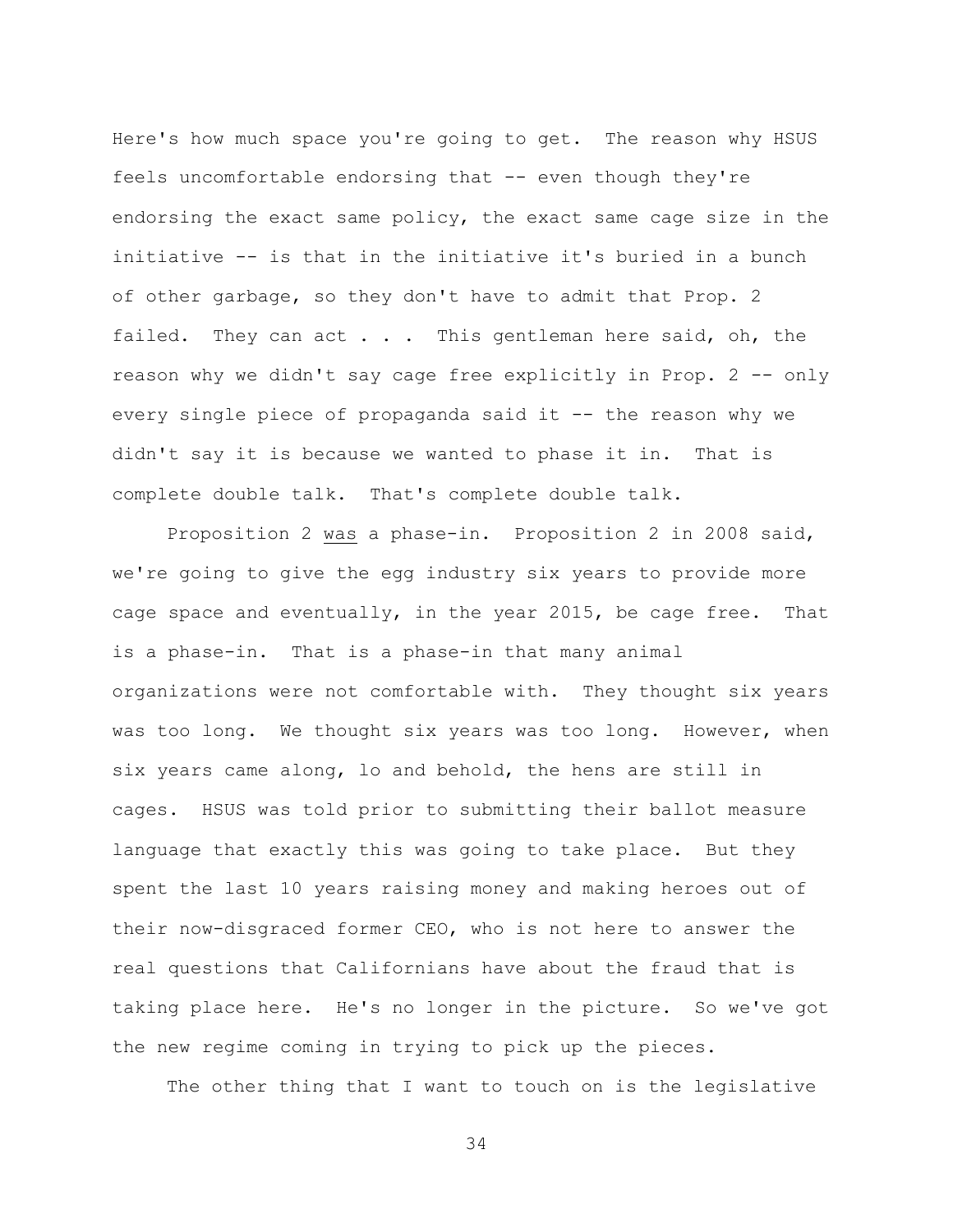Here's how much space you're going to get. The reason why HSUS feels uncomfortable endorsing that -- even though they're endorsing the exact same policy, the exact same cage size in the initiative -- is that in the initiative it's buried in a bunch of other garbage, so they don't have to admit that Prop. 2 failed. They can act . . . This gentleman here said, oh, the reason why we didn't say cage free explicitly in Prop. 2 -- only every single piece of propaganda said it -- the reason why we didn't say it is because we wanted to phase it in. That is complete double talk. That's complete double talk.

Proposition 2 <u>was</u> a phase-in. Proposition 2 in 2008 said, we're going to give the egg industry six years to provide more cage space and eventually, in the year 2015, be cage free. That is a phase-in. That is a phase-in that many animal organizations were not comfortable with. They thought six years was too long. We thought six years was too long. However, when six years came along, lo and behold, the hens are still in cages. HSUS was told prior to submitting their ballot measure language that exactly this was going to take place. But they spent the last 10 years raising money and making heroes out of their now-disgraced former CEO, who is not here to answer the real questions that Californians have about the fraud that is taking place here. He's no longer in the picture. So we've got the new regime coming in trying to pick up the pieces.

The other thing that I want to touch on is the legislative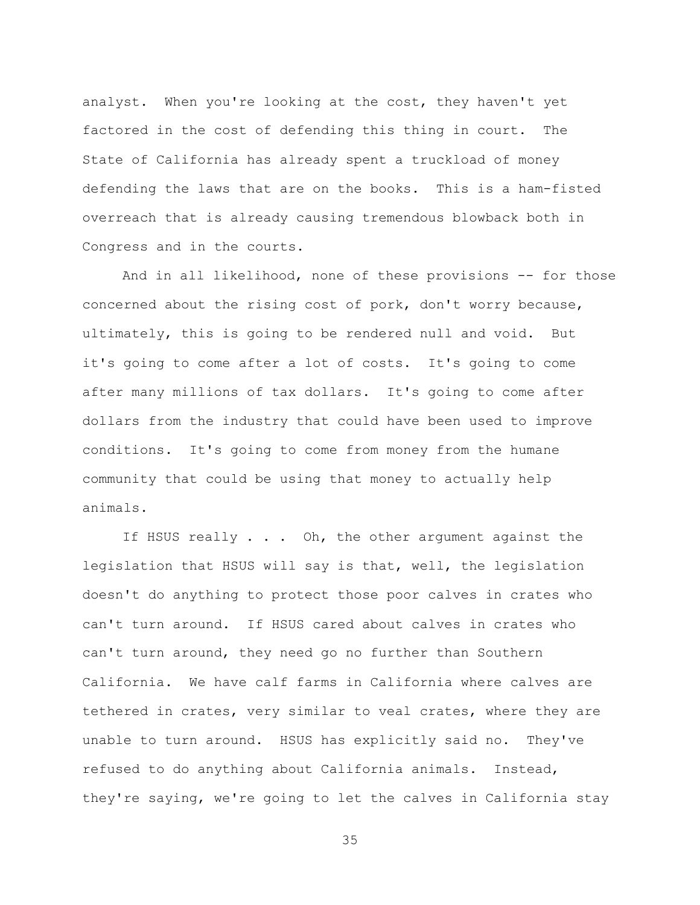analyst. When you're looking at the cost, they haven't yet factored in the cost of defending this thing in court. The State of California has already spent a truckload of money defending the laws that are on the books. This is a ham-fisted overreach that is already causing tremendous blowback both in Congress and in the courts.

And in all likelihood, none of these provisions -- for those concerned about the rising cost of pork, don't worry because, ultimately, this is going to be rendered null and void. But it's going to come after a lot of costs. It's going to come after many millions of tax dollars. It's going to come after dollars from the industry that could have been used to improve conditions. It's going to come from money from the humane community that could be using that money to actually help animals.

If HSUS really . . . Oh, the other argument against the legislation that HSUS will say is that, well, the legislation doesn't do anything to protect those poor calves in crates who can't turn around. If HSUS cared about calves in crates who can't turn around, they need go no further than Southern California. We have calf farms in California where calves are tethered in crates, very similar to veal crates, where they are unable to turn around. HSUS has explicitly said no. They've refused to do anything about California animals. Instead, they're saying, we're going to let the calves in California stay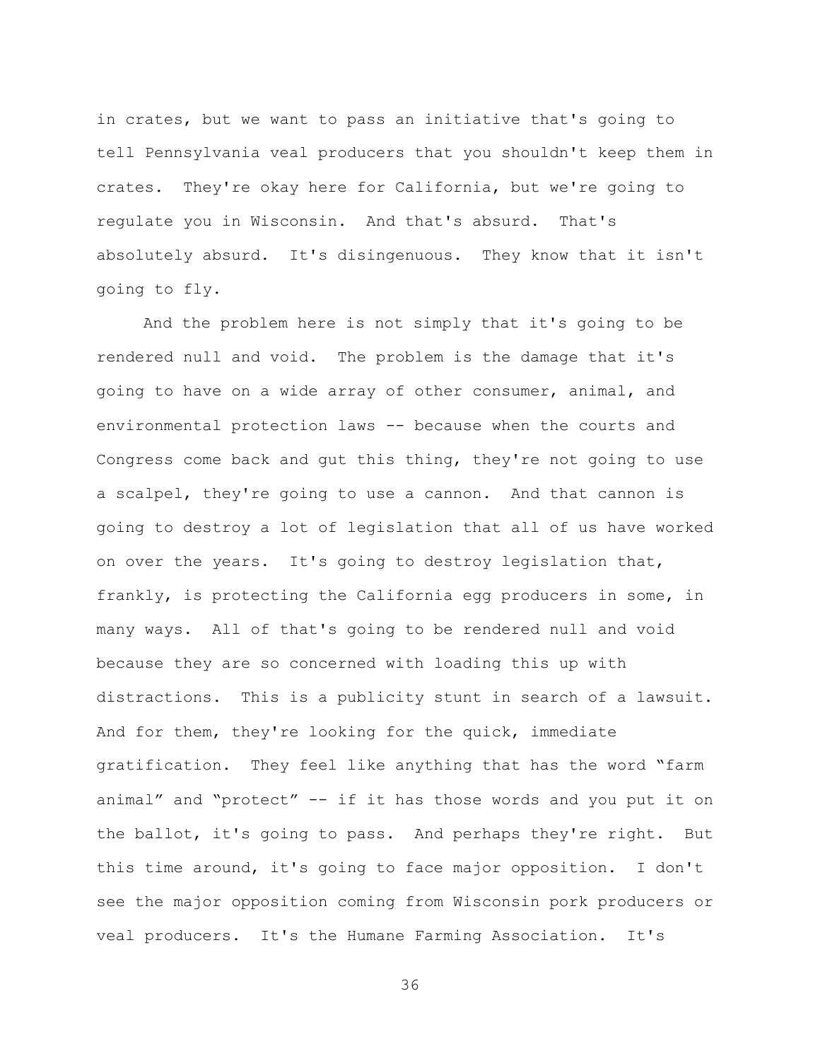in crates, but we want to pass an initiative that's going to tell Pennsylvania veal producers that you shouldn't keep them in crates. They're okay here for California, but we're going to regulate you in Wisconsin. And that's absurd. That's absolutely absurd. It's disingenuous. They know that it isn't going to fly.

And the problem here is not simply that it's going to be rendered null and void. The problem is the damage that it's going to have on a wide array of other consumer, animal, and environmental protection laws -- because when the courts and Congress come back and gut this thing, they're not going to use a scalpel, they're going to use a cannon. And that cannon is going to destroy a lot of legislation that all of us have worked on over the years. It's going to destroy legislation that, frankly, is protecting the California egg producers in some, in many ways. All of that's going to be rendered null and void because they are so concerned with loading this up with distractions. This is a publicity stunt in search of a lawsuit. And for them, they're looking for the quick, immediate gratification. They feel like anything that has the word "farm animal" and "protect" -- if it has those words and you put it on the ballot, it's going to pass. And perhaps they're right. But this time around, it's going to face major opposition. I don't see the major opposition coming from Wisconsin pork producers or veal producers. It's the Humane Farming Association. It's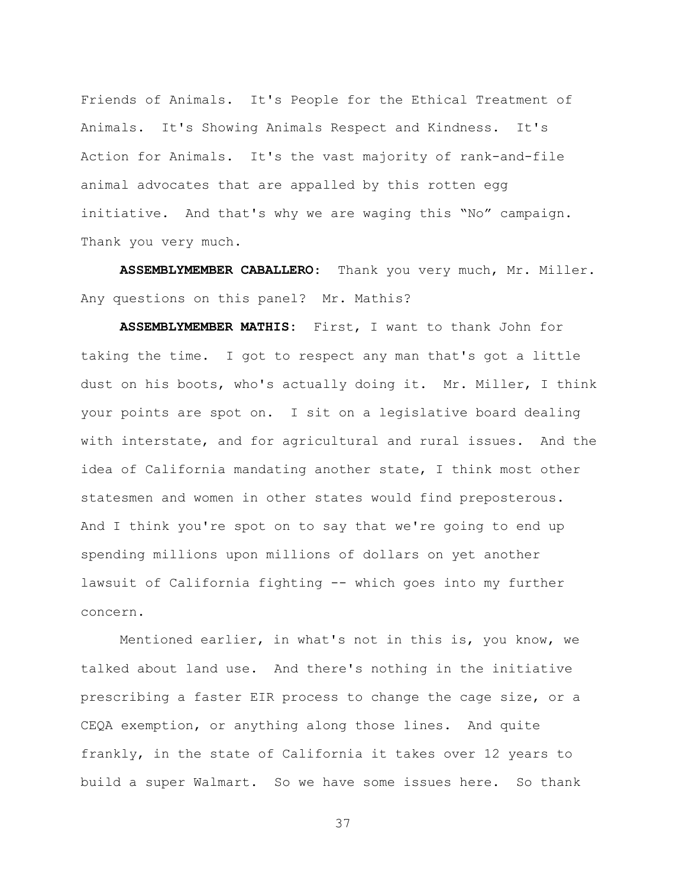Friends of Animals. It's People for the Ethical Treatment of Animals. It's Showing Animals Respect and Kindness. It's Action for Animals. It's the vast majority of rank-and-file animal advocates that are appalled by this rotten egg initiative. And that's why we are waging this "No" campaign. Thank you very much.

**ASSEMBLYMEMBER CABALLERO:** Thank you very much, Mr. Miller. Any questions on this panel? Mr. Mathis?

**ASSEMBLYMEMBER MATHIS:** First, I want to thank John for taking the time. I got to respect any man that's got a little dust on his boots, who's actually doing it. Mr. Miller, I think your points are spot on. I sit on a legislative board dealing with interstate, and for agricultural and rural issues. And the idea of California mandating another state, I think most other statesmen and women in other states would find preposterous. And I think you're spot on to say that we're going to end up spending millions upon millions of dollars on yet another lawsuit of California fighting -- which goes into my further concern.

Mentioned earlier, in what's not in this is, you know, we talked about land use. And there's nothing in the initiative prescribing a faster EIR process to change the cage size, or a CEQA exemption, or anything along those lines. And quite frankly, in the state of California it takes over 12 years to build a super Walmart. So we have some issues here. So thank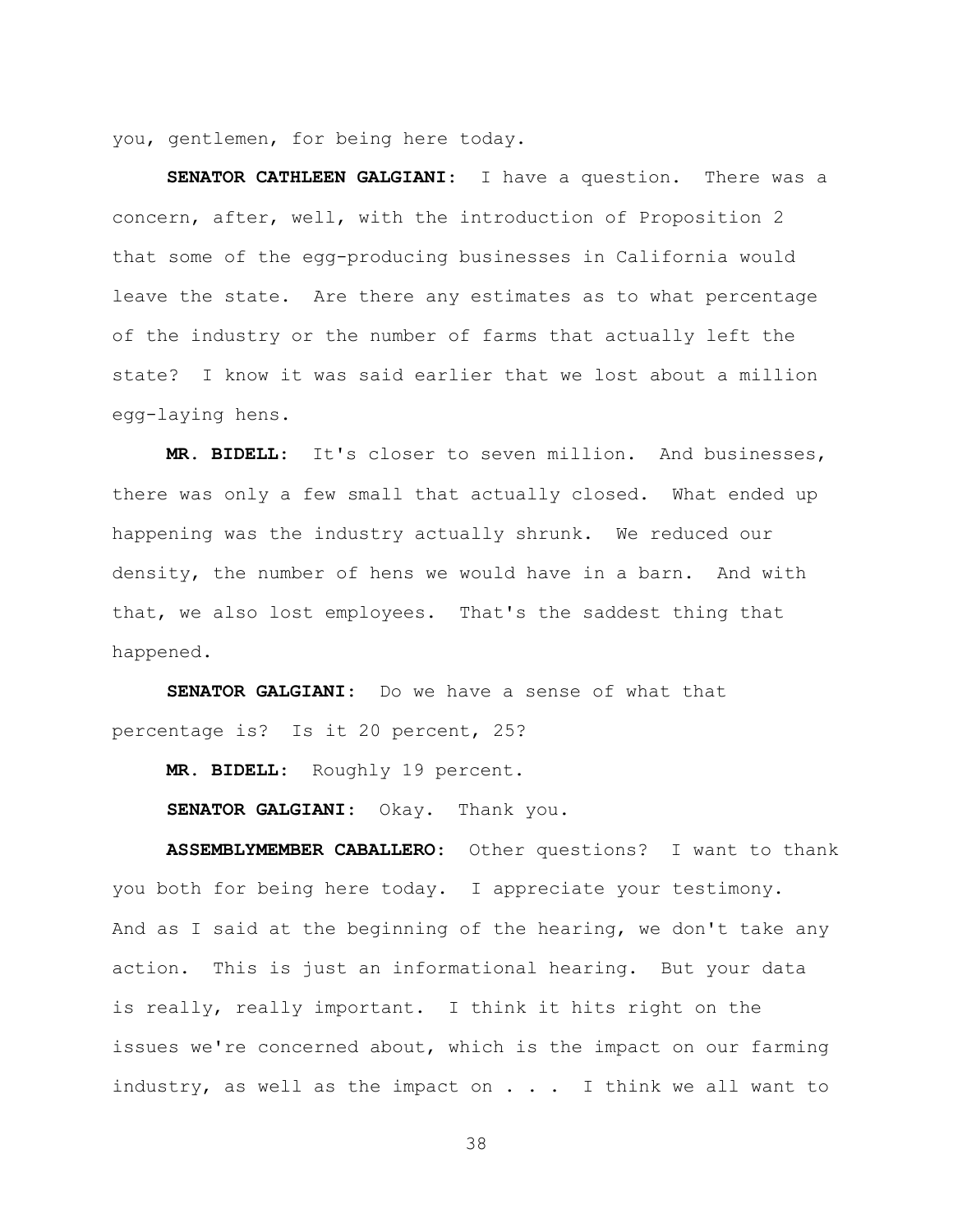you, gentlemen, for being here today.

**SENATOR CATHLEEN GALGIANI:** I have a question. There was a concern, after, well, with the introduction of Proposition 2 that some of the egg-producing businesses in California would leave the state. Are there any estimates as to what percentage of the industry or the number of farms that actually left the state? I know it was said earlier that we lost about a million egg-laying hens.

**MR. BIDELL:** It's closer to seven million. And businesses, there was only a few small that actually closed. What ended up happening was the industry actually shrunk. We reduced our density, the number of hens we would have in a barn. And with that, we also lost employees. That's the saddest thing that happened.

**SENATOR GALGIANI:** Do we have a sense of what that percentage is? Is it 20 percent, 25?

**MR. BIDELL:** Roughly 19 percent.

**SENATOR GALGIANI:** Okay. Thank you.

**ASSEMBLYMEMBER CABALLERO:** Other questions? I want to thank you both for being here today. I appreciate your testimony. And as I said at the beginning of the hearing, we don't take any action. This is just an informational hearing. But your data is really, really important. I think it hits right on the issues we're concerned about, which is the impact on our farming industry, as well as the impact on . . . I think we all want to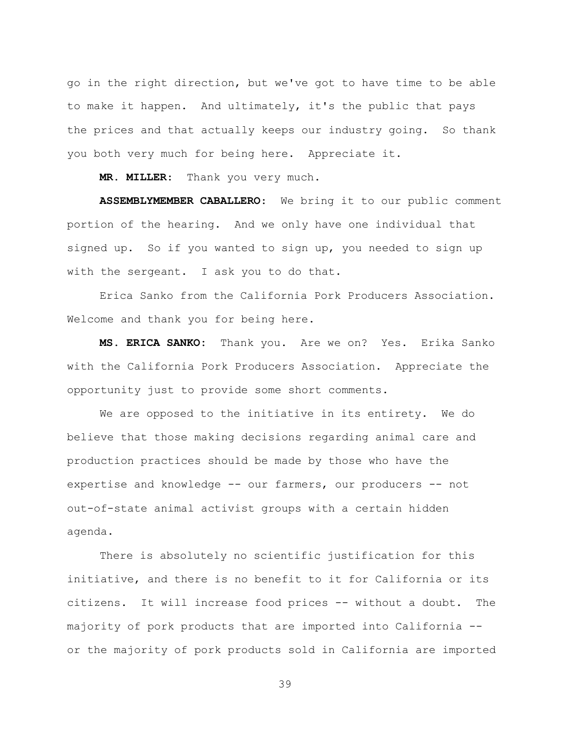go in the right direction, but we've got to have time to be able to make it happen. And ultimately, it's the public that pays the prices and that actually keeps our industry going. So thank you both very much for being here. Appreciate it.

**MR. MILLER:** Thank you very much.

**ASSEMBLYMEMBER CABALLERO:** We bring it to our public comment portion of the hearing. And we only have one individual that signed up. So if you wanted to sign up, you needed to sign up with the sergeant. I ask you to do that.

Erica Sanko from the California Pork Producers Association. Welcome and thank you for being here.

**MS. ERICA SANKO:** Thank you. Are we on? Yes. Erika Sanko with the California Pork Producers Association. Appreciate the opportunity just to provide some short comments.

We are opposed to the initiative in its entirety. We do believe that those making decisions regarding animal care and production practices should be made by those who have the expertise and knowledge -- our farmers, our producers -- not out-of-state animal activist groups with a certain hidden agenda.

There is absolutely no scientific justification for this initiative, and there is no benefit to it for California or its citizens. It will increase food prices -- without a doubt. The majority of pork products that are imported into California -- or the majority of pork products sold in California are imported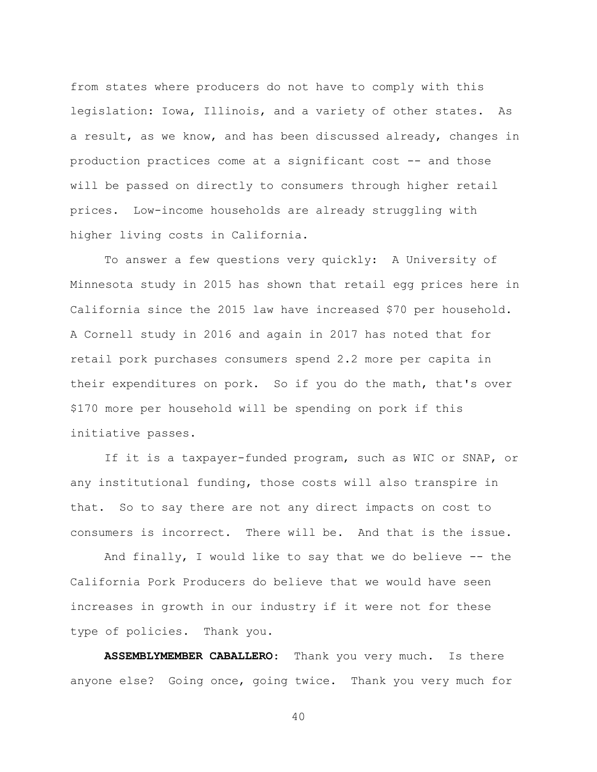from states where producers do not have to comply with this legislation: Iowa, Illinois, and a variety of other states. As a result, as we know, and has been discussed already, changes in production practices come at a significant cost -- and those will be passed on directly to consumers through higher retail prices. Low-income households are already struggling with higher living costs in California.

To answer a few questions very quickly: A University of Minnesota study in 2015 has shown that retail egg prices here in California since the 2015 law have increased $70 per household. A Cornell study in 2016 and again in 2017 has noted that for retail pork purchases consumers spend 2.2 more per capita in their expenditures on pork. So if you do the math, that's over $170 more per household will be spending on pork if this initiative passes.

If it is a taxpayer-funded program, such as WIC or SNAP, or any institutional funding, those costs will also transpire in that. So to say there are not any direct impacts on cost to consumers is incorrect. There will be. And that is the issue.

And finally, I would like to say that we do believe -- the California Pork Producers do believe that we would have seen increases in growth in our industry if it were not for these type of policies. Thank you.

**ASSEMBLYMEMBER CABALLERO:** Thank you very much. Is there anyone else? Going once, going twice. Thank you very much for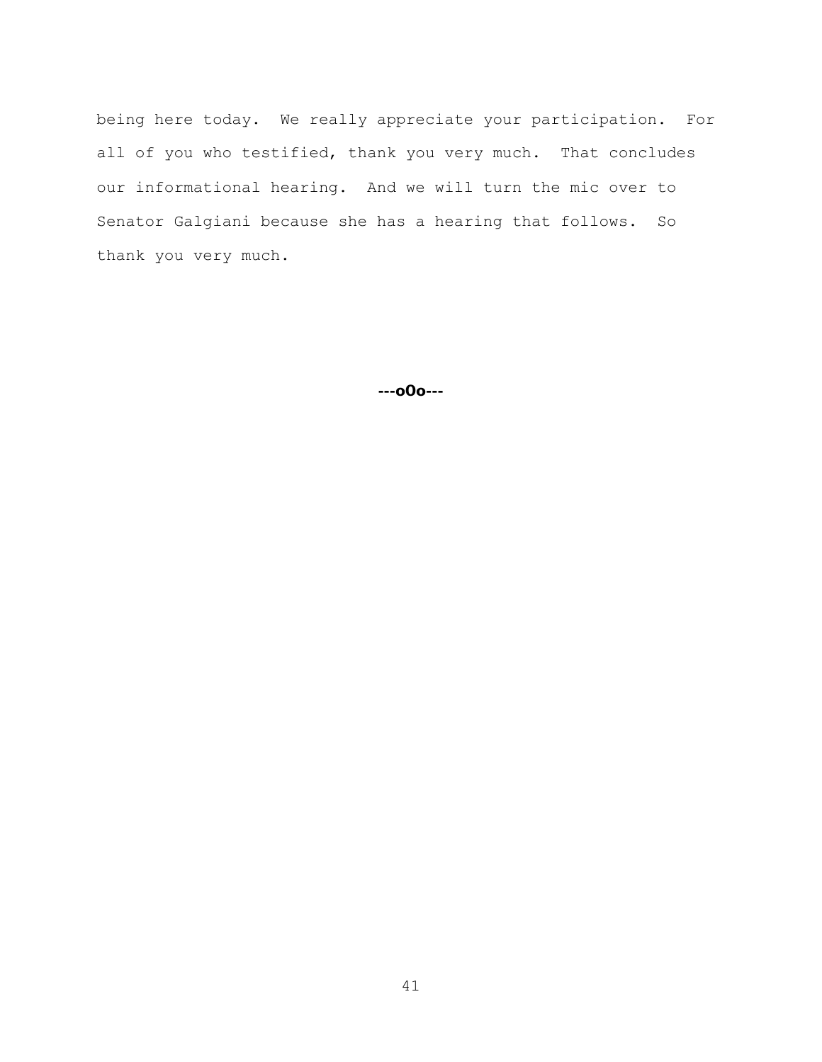being here today. We really appreciate your participation. For all of you who testified, thank you very much. That concludes our informational hearing. And we will turn the mic over to Senator Galgiani because she has a hearing that follows. So thank you very much.

**---o0o---**